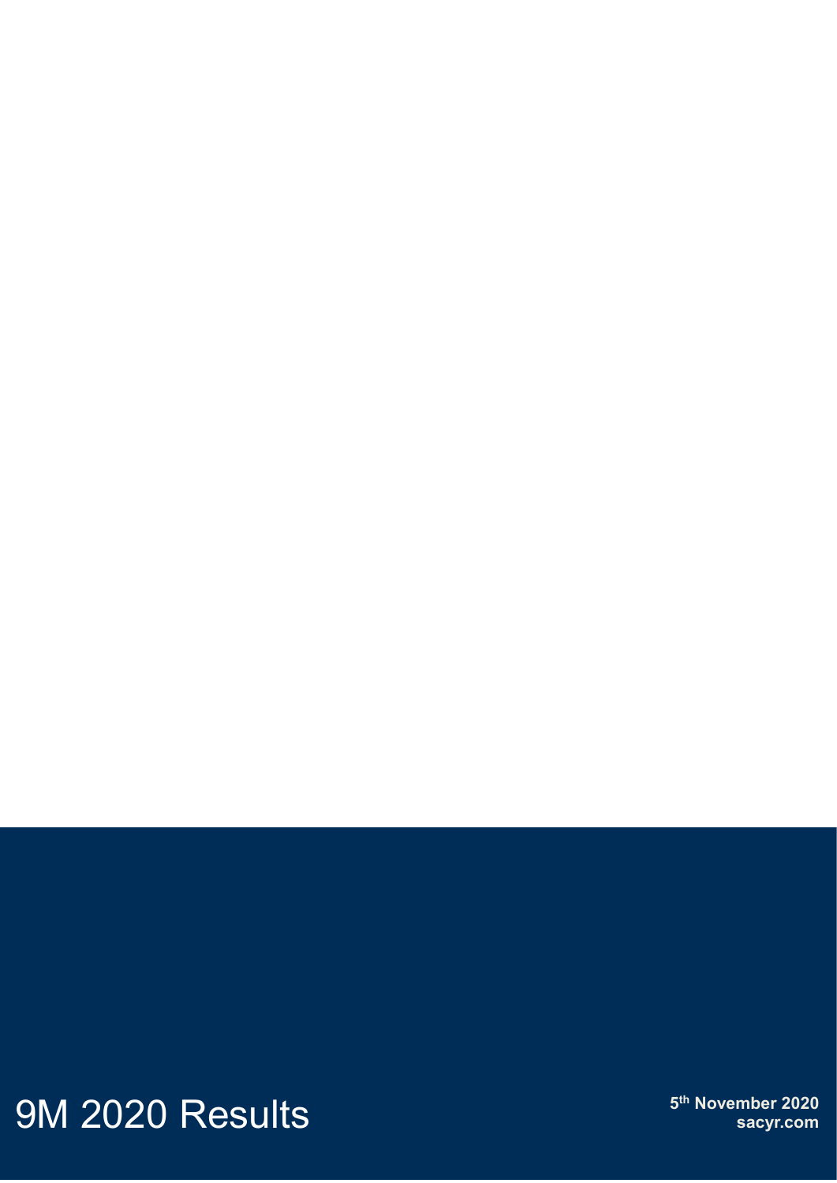# 9M 2020 Results

**5th November 2020**
**sacyr.com**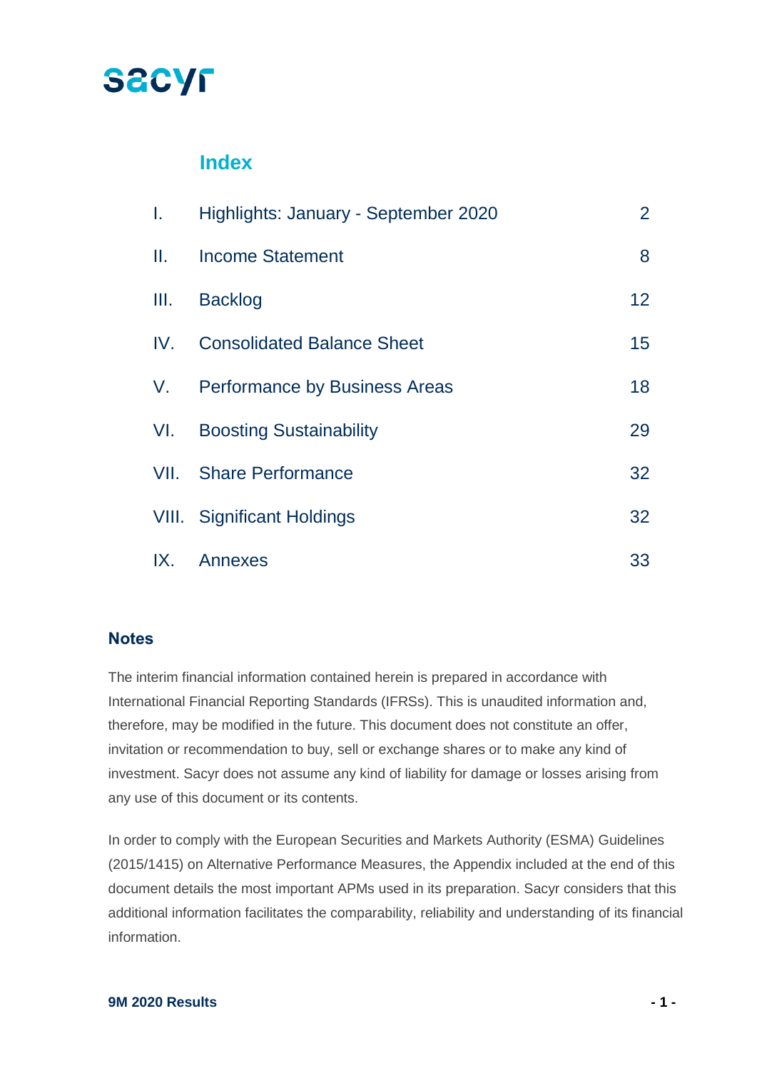sacyr

## Index

| | | |
|---|---|---|
| I. | Highlights: January - September 2020 | 2 |
| II. | Income Statement | 8 |
| III. | Backlog | 12 |
| IV. | Consolidated Balance Sheet | 15 |
| V. | Performance by Business Areas | 18 |
| VI. | Boosting Sustainability | 29 |
| VII. | Share Performance | 32 |
| VIII. | Significant Holdings | 32 |
| IX. | Annexes | 33 |

### Notes

The interim financial information contained herein is prepared in accordance with International Financial Reporting Standards (IFRSs). This is unaudited information and, therefore, may be modified in the future. This document does not constitute an offer, invitation or recommendation to buy, sell or exchange shares or to make any kind of investment. Sacyr does not assume any kind of liability for damage or losses arising from any use of this document or its contents.

In order to comply with the European Securities and Markets Authority (ESMA) Guidelines (2015/1415) on Alternative Performance Measures, the Appendix included at the end of this document details the most important APMs used in its preparation. Sacyr considers that this additional information facilitates the comparability, reliability and understanding of its financial information.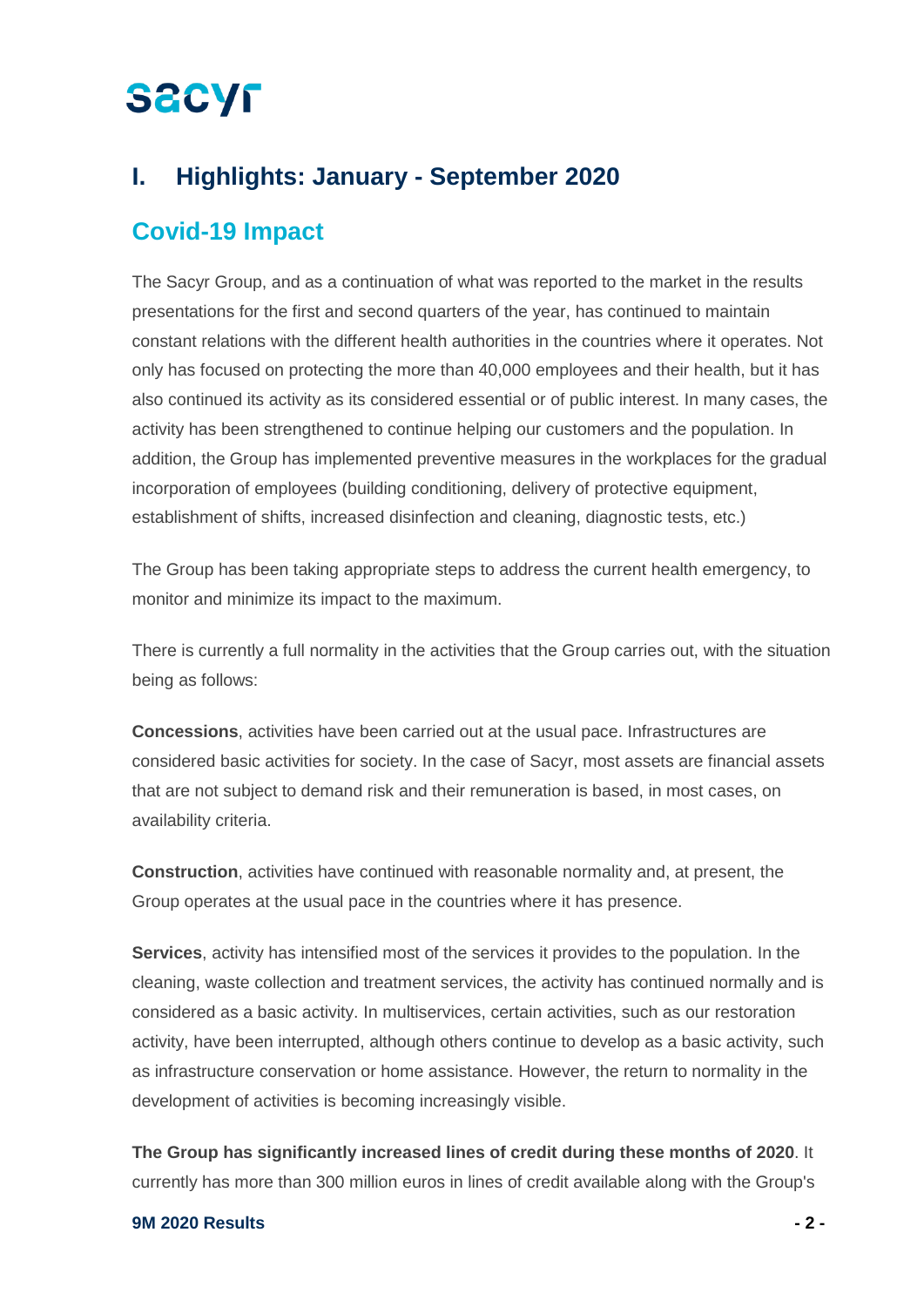# I. Highlights: January - September 2020

## Covid-19 Impact

The Sacyr Group, and as a continuation of what was reported to the market in the results presentations for the first and second quarters of the year, has continued to maintain constant relations with the different health authorities in the countries where it operates. Not only has focused on protecting the more than 40,000 employees and their health, but it has also continued its activity as its considered essential or of public interest. In many cases, the activity has been strengthened to continue helping our customers and the population. In addition, the Group has implemented preventive measures in the workplaces for the gradual incorporation of employees (building conditioning, delivery of protective equipment, establishment of shifts, increased disinfection and cleaning, diagnostic tests, etc.)

The Group has been taking appropriate steps to address the current health emergency, to monitor and minimize its impact to the maximum.

There is currently a full normality in the activities that the Group carries out, with the situation being as follows:

**Concessions**, activities have been carried out at the usual pace. Infrastructures are considered basic activities for society. In the case of Sacyr, most assets are financial assets that are not subject to demand risk and their remuneration is based, in most cases, on availability criteria.

**Construction**, activities have continued with reasonable normality and, at present, the Group operates at the usual pace in the countries where it has presence.

**Services**, activity has intensified most of the services it provides to the population. In the cleaning, waste collection and treatment services, the activity has continued normally and is considered as a basic activity. In multiservices, certain activities, such as our restoration activity, have been interrupted, although others continue to develop as a basic activity, such as infrastructure conservation or home assistance. However, the return to normality in the development of activities is becoming increasingly visible.

**The Group has significantly increased lines of credit during these months of 2020**. It currently has more than 300 million euros in lines of credit available along with the Group's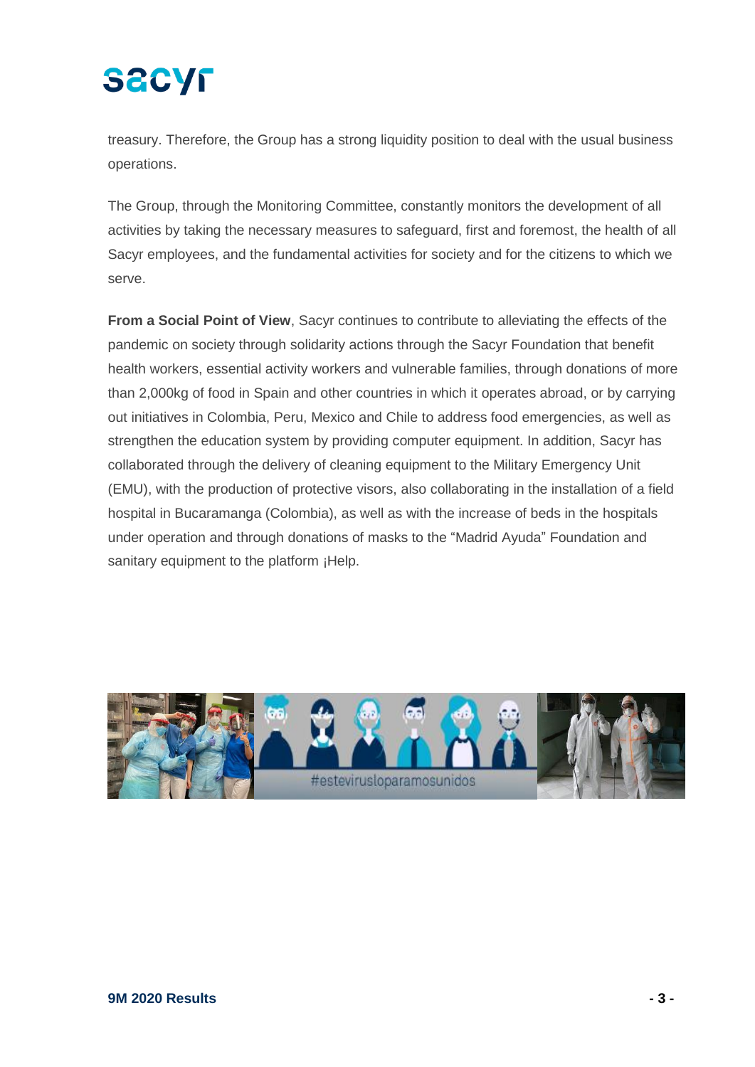treasury. Therefore, the Group has a strong liquidity position to deal with the usual business operations.

The Group, through the Monitoring Committee, constantly monitors the development of all activities by taking the necessary measures to safeguard, first and foremost, the health of all Sacyr employees, and the fundamental activities for society and for the citizens to which we serve.

**From a Social Point of View**, Sacyr continues to contribute to alleviating the effects of the pandemic on society through solidarity actions through the Sacyr Foundation that benefit health workers, essential activity workers and vulnerable families, through donations of more than 2,000kg of food in Spain and other countries in which it operates abroad, or by carrying out initiatives in Colombia, Peru, Mexico and Chile to address food emergencies, as well as strengthen the education system by providing computer equipment. In addition, Sacyr has collaborated through the delivery of cleaning equipment to the Military Emergency Unit (EMU), with the production of protective visors, also collaborating in the installation of a field hospital in Bucaramanga (Colombia), as well as with the increase of beds in the hospitals under operation and through donations of masks to the "Madrid Ayuda" Foundation and sanitary equipment to the platform ¡Help.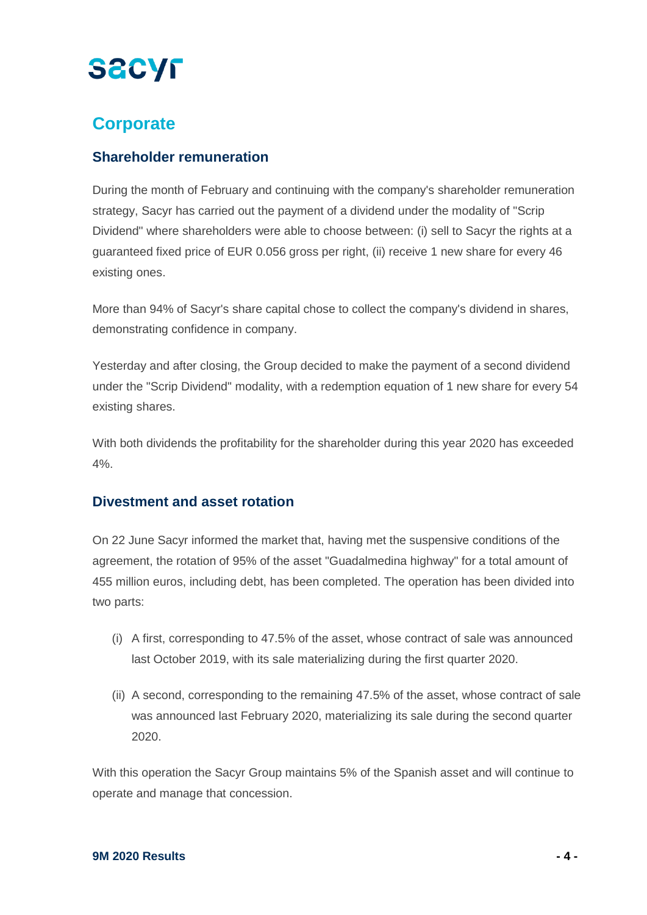## Corporate

### Shareholder remuneration

During the month of February and continuing with the company's shareholder remuneration strategy, Sacyr has carried out the payment of a dividend under the modality of "Scrip Dividend" where shareholders were able to choose between: (i) sell to Sacyr the rights at a guaranteed fixed price of EUR 0.056 gross per right, (ii) receive 1 new share for every 46 existing ones.

More than 94% of Sacyr's share capital chose to collect the company's dividend in shares, demonstrating confidence in company.

Yesterday and after closing, the Group decided to make the payment of a second dividend under the "Scrip Dividend" modality, with a redemption equation of 1 new share for every 54 existing shares.

With both dividends the profitability for the shareholder during this year 2020 has exceeded 4%.

### Divestment and asset rotation

On 22 June Sacyr informed the market that, having met the suspensive conditions of the agreement, the rotation of 95% of the asset "Guadalmedina highway" for a total amount of 455 million euros, including debt, has been completed. The operation has been divided into two parts:

(i) A first, corresponding to 47.5% of the asset, whose contract of sale was announced last October 2019, with its sale materializing during the first quarter 2020.

(ii) A second, corresponding to the remaining 47.5% of the asset, whose contract of sale was announced last February 2020, materializing its sale during the second quarter 2020.

With this operation the Sacyr Group maintains 5% of the Spanish asset and will continue to operate and manage that concession.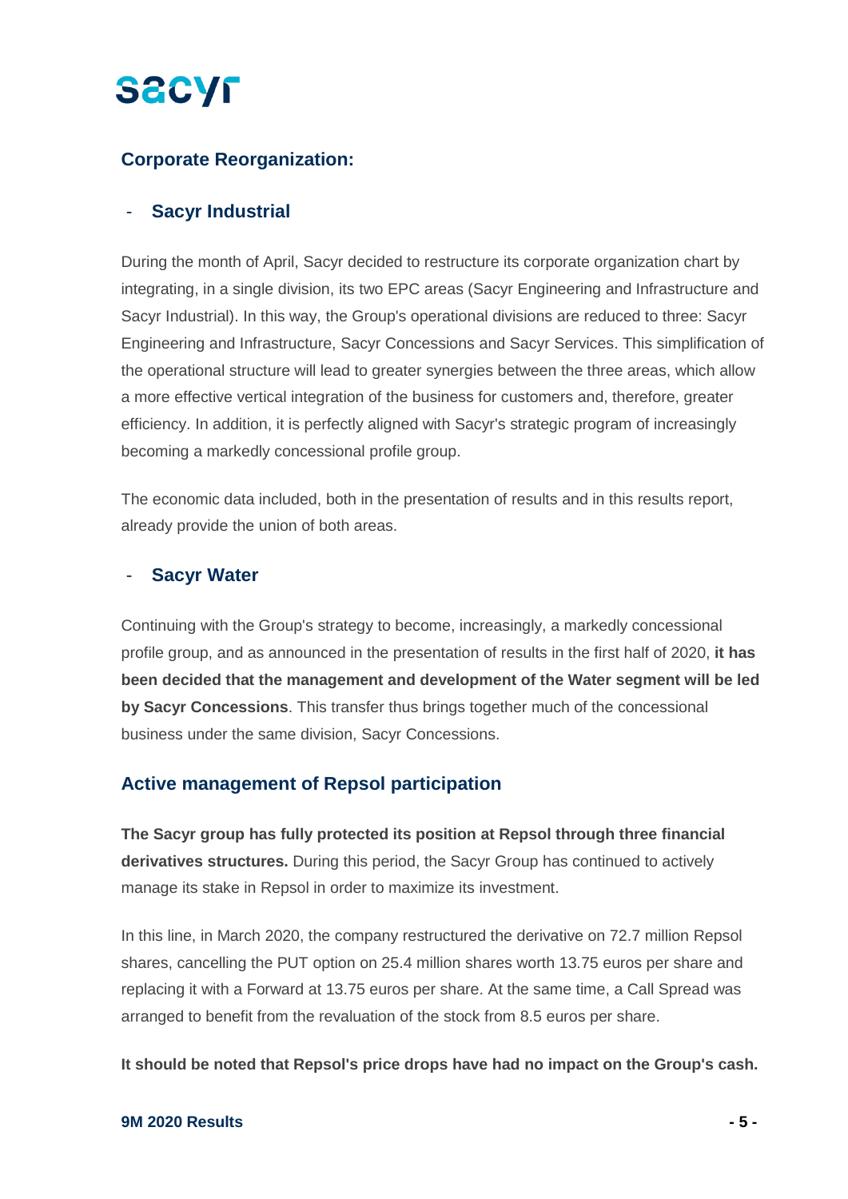## Corporate Reorganization:

### - Sacyr Industrial

During the month of April, Sacyr decided to restructure its corporate organization chart by integrating, in a single division, its two EPC areas (Sacyr Engineering and Infrastructure and Sacyr Industrial). In this way, the Group's operational divisions are reduced to three: Sacyr Engineering and Infrastructure, Sacyr Concessions and Sacyr Services. This simplification of the operational structure will lead to greater synergies between the three areas, which allow a more effective vertical integration of the business for customers and, therefore, greater efficiency. In addition, it is perfectly aligned with Sacyr's strategic program of increasingly becoming a markedly concessional profile group.

The economic data included, both in the presentation of results and in this results report, already provide the union of both areas.

### - Sacyr Water

Continuing with the Group's strategy to become, increasingly, a markedly concessional profile group, and as announced in the presentation of results in the first half of 2020, **it has been decided that the management and development of the Water segment will be led by Sacyr Concessions**. This transfer thus brings together much of the concessional business under the same division, Sacyr Concessions.

## Active management of Repsol participation

**The Sacyr group has fully protected its position at Repsol through three financial derivatives structures.** During this period, the Sacyr Group has continued to actively manage its stake in Repsol in order to maximize its investment.

In this line, in March 2020, the company restructured the derivative on 72.7 million Repsol shares, cancelling the PUT option on 25.4 million shares worth 13.75 euros per share and replacing it with a Forward at 13.75 euros per share. At the same time, a Call Spread was arranged to benefit from the revaluation of the stock from 8.5 euros per share.

**It should be noted that Repsol's price drops have had no impact on the Group's cash.**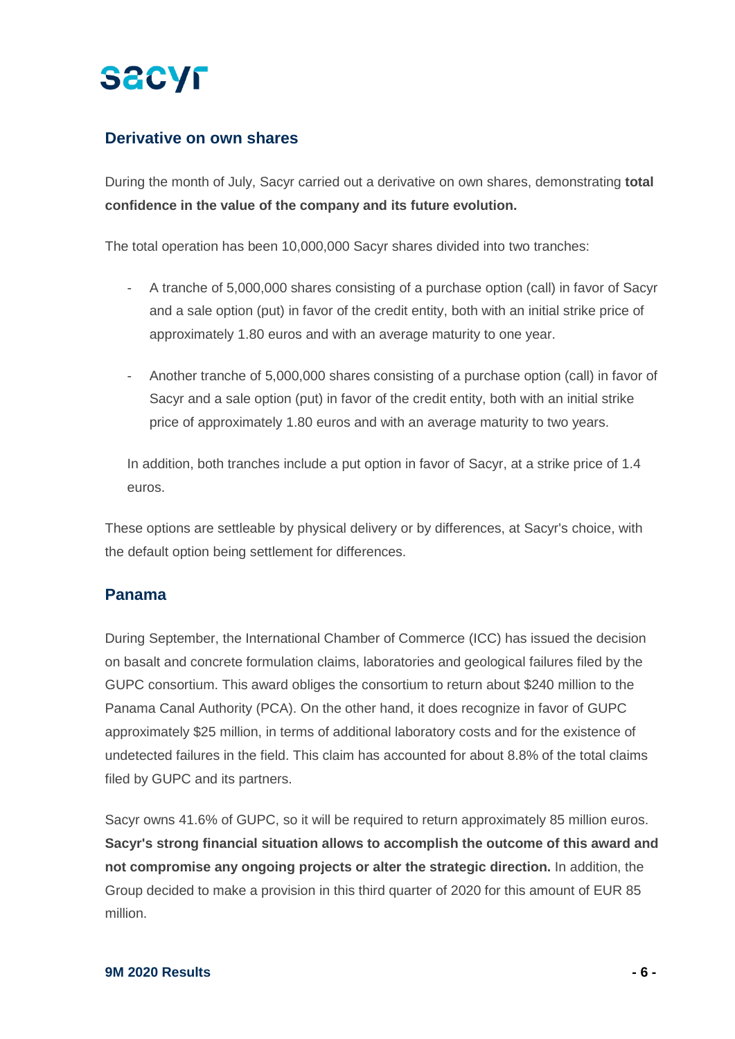## Derivative on own shares

During the month of July, Sacyr carried out a derivative on own shares, demonstrating **total confidence in the value of the company and its future evolution.**

The total operation has been 10,000,000 Sacyr shares divided into two tranches:

- A tranche of 5,000,000 shares consisting of a purchase option (call) in favor of Sacyr and a sale option (put) in favor of the credit entity, both with an initial strike price of approximately 1.80 euros and with an average maturity to one year.

- Another tranche of 5,000,000 shares consisting of a purchase option (call) in favor of Sacyr and a sale option (put) in favor of the credit entity, both with an initial strike price of approximately 1.80 euros and with an average maturity to two years.

In addition, both tranches include a put option in favor of Sacyr, at a strike price of 1.4 euros.

These options are settleable by physical delivery or by differences, at Sacyr's choice, with the default option being settlement for differences.

## Panama

During September, the International Chamber of Commerce (ICC) has issued the decision on basalt and concrete formulation claims, laboratories and geological failures filed by the GUPC consortium. This award obliges the consortium to return about $240 million to the Panama Canal Authority (PCA). On the other hand, it does recognize in favor of GUPC approximately $25 million, in terms of additional laboratory costs and for the existence of undetected failures in the field. This claim has accounted for about 8.8% of the total claims filed by GUPC and its partners.

Sacyr owns 41.6% of GUPC, so it will be required to return approximately 85 million euros. **Sacyr's strong financial situation allows to accomplish the outcome of this award and not compromise any ongoing projects or alter the strategic direction.** In addition, the Group decided to make a provision in this third quarter of 2020 for this amount of EUR 85 million.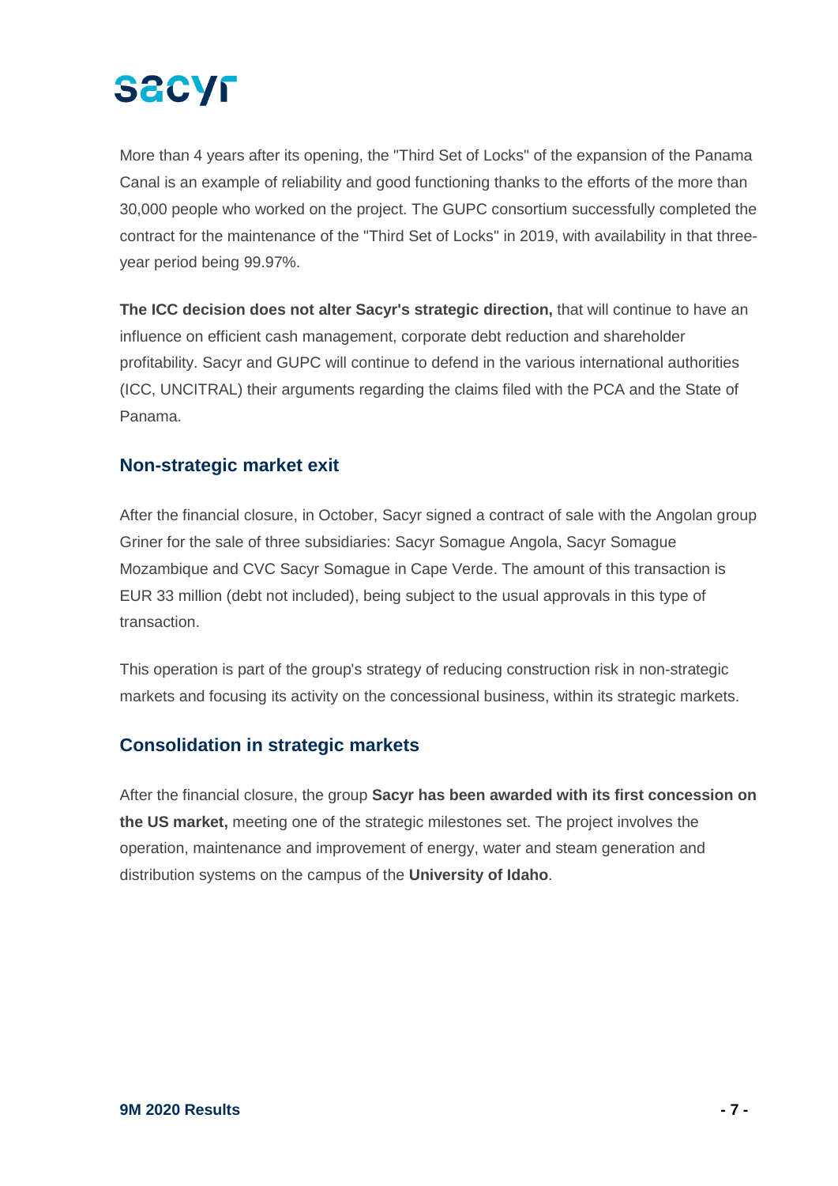More than 4 years after its opening, the "Third Set of Locks" of the expansion of the Panama Canal is an example of reliability and good functioning thanks to the efforts of the more than 30,000 people who worked on the project. The GUPC consortium successfully completed the contract for the maintenance of the "Third Set of Locks" in 2019, with availability in that three-year period being 99.97%.

**The ICC decision does not alter Sacyr's strategic direction,** that will continue to have an influence on efficient cash management, corporate debt reduction and shareholder profitability. Sacyr and GUPC will continue to defend in the various international authorities (ICC, UNCITRAL) their arguments regarding the claims filed with the PCA and the State of Panama.

## Non-strategic market exit

After the financial closure, in October, Sacyr signed a contract of sale with the Angolan group Griner for the sale of three subsidiaries: Sacyr Somague Angola, Sacyr Somague Mozambique and CVC Sacyr Somague in Cape Verde. The amount of this transaction is EUR 33 million (debt not included), being subject to the usual approvals in this type of transaction.

This operation is part of the group's strategy of reducing construction risk in non-strategic markets and focusing its activity on the concessional business, within its strategic markets.

## Consolidation in strategic markets

After the financial closure, the group **Sacyr has been awarded with its first concession on the US market,** meeting one of the strategic milestones set. The project involves the operation, maintenance and improvement of energy, water and steam generation and distribution systems on the campus of the **University of Idaho**.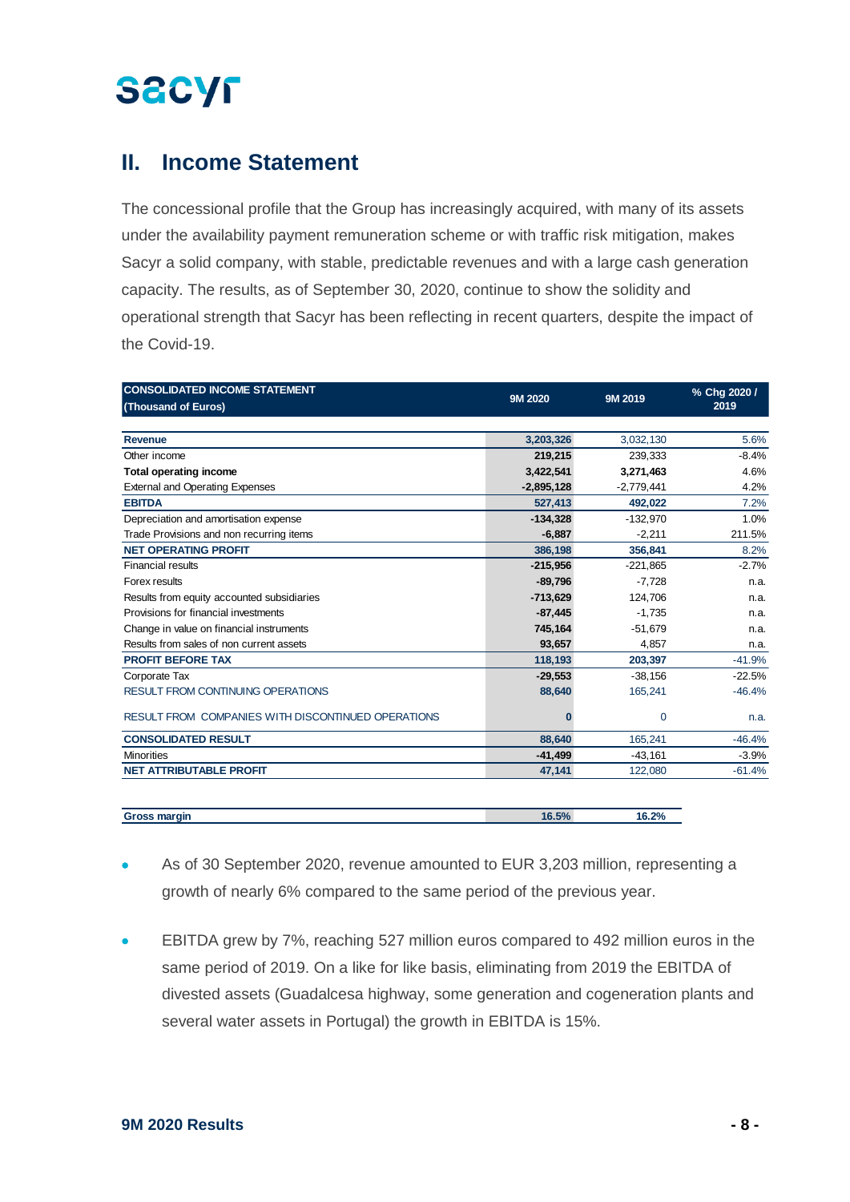## II. Income Statement

The concessional profile that the Group has increasingly acquired, with many of its assets under the availability payment remuneration scheme or with traffic risk mitigation, makes Sacyr a solid company, with stable, predictable revenues and with a large cash generation capacity. The results, as of September 30, 2020, continue to show the solidity and operational strength that Sacyr has been reflecting in recent quarters, despite the impact of the Covid-19.

| CONSOLIDATED INCOME STATEMENT (Thousand of Euros) | 9M 2020 | 9M 2019 | % Chg 2020 / 2019 |
|---|---|---|---|
| **Revenue** | **3,203,326** | 3,032,130 | 5.6% |
| Other income | **219,215** | 239,333 | -8.4% |
| **Total operating income** | **3,422,541** | **3,271,463** | 4.6% |
| External and Operating Expenses | **-2,895,128** | -2,779,441 | 4.2% |
| **EBITDA** | **527,413** | **492,022** | 7.2% |
| Depreciation and amortisation expense | **-134,328** | -132,970 | 1.0% |
| Trade Provisions and non recurring items | **-6,887** | -2,211 | 211.5% |
| **NET OPERATING PROFIT** | **386,198** | **356,841** | 8.2% |
| Financial results | **-215,956** | -221,865 | -2.7% |
| Forex results | **-89,796** | -7,728 | n.a. |
| Results from equity accounted subsidiaries | **-713,629** | 124,706 | n.a. |
| Provisions for financial investments | **-87,445** | -1,735 | n.a. |
| Change in value on financial instruments | **745,164** | -51,679 | n.a. |
| Results from sales of non current assets | **93,657** | 4,857 | n.a. |
| **PROFIT BEFORE TAX** | **118,193** | **203,397** | -41.9% |
| Corporate Tax | **-29,553** | -38,156 | -22.5% |
| RESULT FROM CONTINUING OPERATIONS | **88,640** | 165,241 | -46.4% |
| RESULT FROM COMPANIES WITH DISCONTINUED OPERATIONS | **0** | 0 | n.a. |
| **CONSOLIDATED RESULT** | **88,640** | 165,241 | -46.4% |
| Minorities | **-41,499** | -43,161 | -3.9% |
| **NET ATTRIBUTABLE PROFIT** | **47,141** | 122,080 | -61.4% |

| | 9M 2020 | 9M 2019 |
|---|---|---|
| **Gross margin** | **16.5%** | **16.2%** |

- As of 30 September 2020, revenue amounted to EUR 3,203 million, representing a growth of nearly 6% compared to the same period of the previous year.

- EBITDA grew by 7%, reaching 527 million euros compared to 492 million euros in the same period of 2019. On a like for like basis, eliminating from 2019 the EBITDA of divested assets (Guadalcesa highway, some generation and cogeneration plants and several water assets in Portugal) the growth in EBITDA is 15%.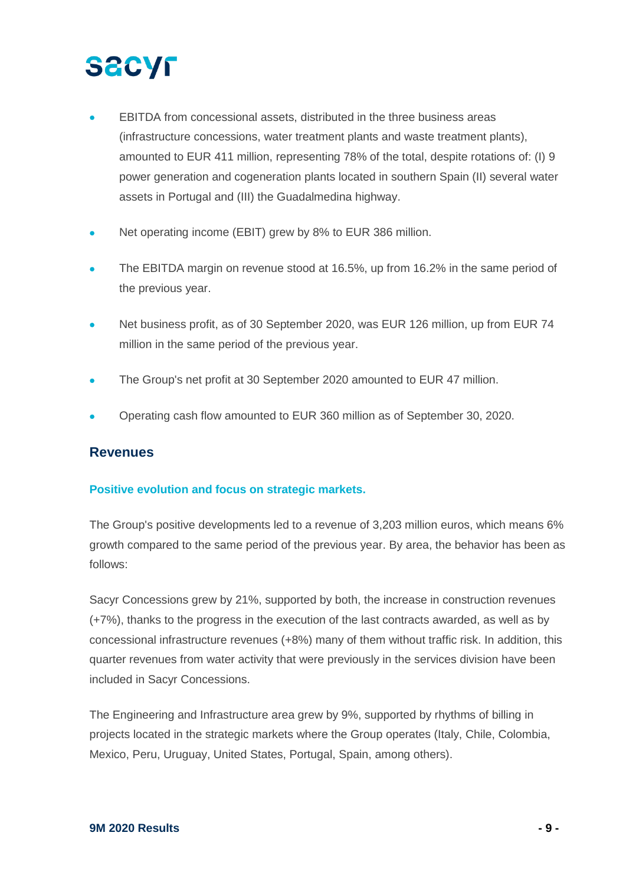- EBITDA from concessional assets, distributed in the three business areas (infrastructure concessions, water treatment plants and waste treatment plants), amounted to EUR 411 million, representing 78% of the total, despite rotations of: (I) 9 power generation and cogeneration plants located in southern Spain (II) several water assets in Portugal and (III) the Guadalmedina highway.
- Net operating income (EBIT) grew by 8% to EUR 386 million.
- The EBITDA margin on revenue stood at 16.5%, up from 16.2% in the same period of the previous year.
- Net business profit, as of 30 September 2020, was EUR 126 million, up from EUR 74 million in the same period of the previous year.
- The Group's net profit at 30 September 2020 amounted to EUR 47 million.
- Operating cash flow amounted to EUR 360 million as of September 30, 2020.

## Revenues

### Positive evolution and focus on strategic markets.

The Group's positive developments led to a revenue of 3,203 million euros, which means 6% growth compared to the same period of the previous year. By area, the behavior has been as follows:

Sacyr Concessions grew by 21%, supported by both, the increase in construction revenues (+7%), thanks to the progress in the execution of the last contracts awarded, as well as by concessional infrastructure revenues (+8%) many of them without traffic risk. In addition, this quarter revenues from water activity that were previously in the services division have been included in Sacyr Concessions.

The Engineering and Infrastructure area grew by 9%, supported by rhythms of billing in projects located in the strategic markets where the Group operates (Italy, Chile, Colombia, Mexico, Peru, Uruguay, United States, Portugal, Spain, among others).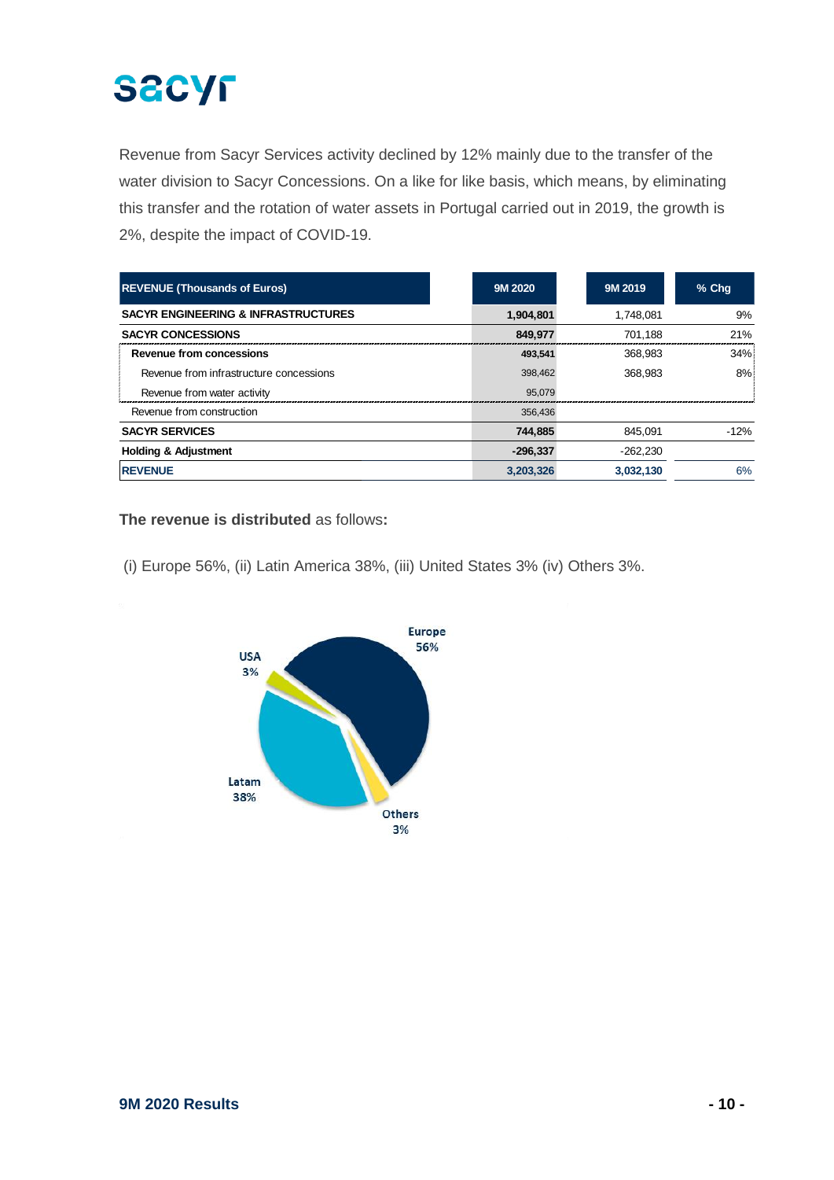Revenue from Sacyr Services activity declined by 12% mainly due to the transfer of the water division to Sacyr Concessions. On a like for like basis, which means, by eliminating this transfer and the rotation of water assets in Portugal carried out in 2019, the growth is 2%, despite the impact of COVID-19.

| REVENUE (Thousands of Euros) | 9M 2020 | 9M 2019 | % Chg |
|---|---|---|---|
| **SACYR ENGINEERING & INFRASTRUCTURES** | **1,904,801** | 1,748,081 | 9% |
| **SACYR CONCESSIONS** | **849,977** | 701,188 | 21% |
| **Revenue from concessions** | **493,541** | 368,983 | 34% |
| Revenue from infrastructure concessions | 398,462 | 368,983 | 8% |
| Revenue from water activity | 95,079 | | |
| Revenue from construction | 356,436 | | |
| **SACYR SERVICES** | **744,885** | 845,091 | -12% |
| **Holding & Adjustment** | **-296,337** | -262,230 | |
| **REVENUE** | **3,203,326** | **3,032,130** | 6% |

**The revenue is distributed** as follows**:**

(i) Europe 56%, (ii) Latin America 38%, (iii) United States 3% (iv) Others 3%.

Europe 56%
USA 3%
Latam 38%
Others 3%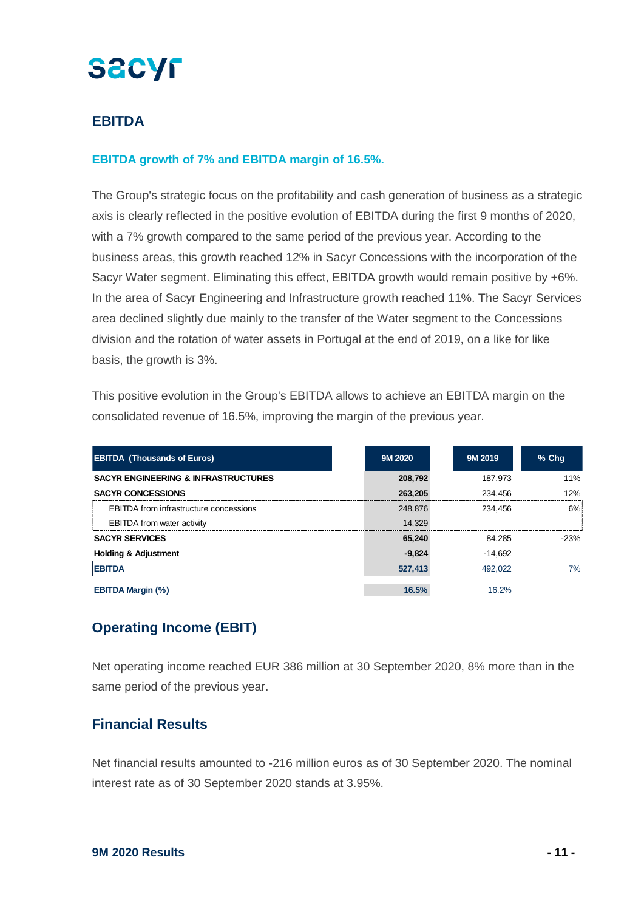## EBITDA

### EBITDA growth of 7% and EBITDA margin of 16.5%.

The Group's strategic focus on the profitability and cash generation of business as a strategic axis is clearly reflected in the positive evolution of EBITDA during the first 9 months of 2020, with a 7% growth compared to the same period of the previous year. According to the business areas, this growth reached 12% in Sacyr Concessions with the incorporation of the Sacyr Water segment. Eliminating this effect, EBITDA growth would remain positive by +6%. In the area of Sacyr Engineering and Infrastructure growth reached 11%. The Sacyr Services area declined slightly due mainly to the transfer of the Water segment to the Concessions division and the rotation of water assets in Portugal at the end of 2019, on a like for like basis, the growth is 3%.

This positive evolution in the Group's EBITDA allows to achieve an EBITDA margin on the consolidated revenue of 16.5%, improving the margin of the previous year.

| EBITDA (Thousands of Euros) | 9M 2020 | 9M 2019 | % Chg |
|---|---|---|---|
| **SACYR ENGINEERING & INFRASTRUCTURES** | **208,792** | 187,973 | 11% |
| **SACYR CONCESSIONS** | **263,205** | 234,456 | 12% |
| EBITDA from infrastructure concessions | 248,876 | 234,456 | 6% |
| EBITDA from water activity | 14,329 | | |
| **SACYR SERVICES** | **65,240** | 84,285 | -23% |
| **Holding & Adjustment** | **-9,824** | -14,692 | |
| **EBITDA** | **527,413** | 492,022 | 7% |
| **EBITDA Margin (%)** | **16.5%** | 16.2% | |

## Operating Income (EBIT)

Net operating income reached EUR 386 million at 30 September 2020, 8% more than in the same period of the previous year.

## Financial Results

Net financial results amounted to -216 million euros as of 30 September 2020. The nominal interest rate as of 30 September 2020 stands at 3.95%.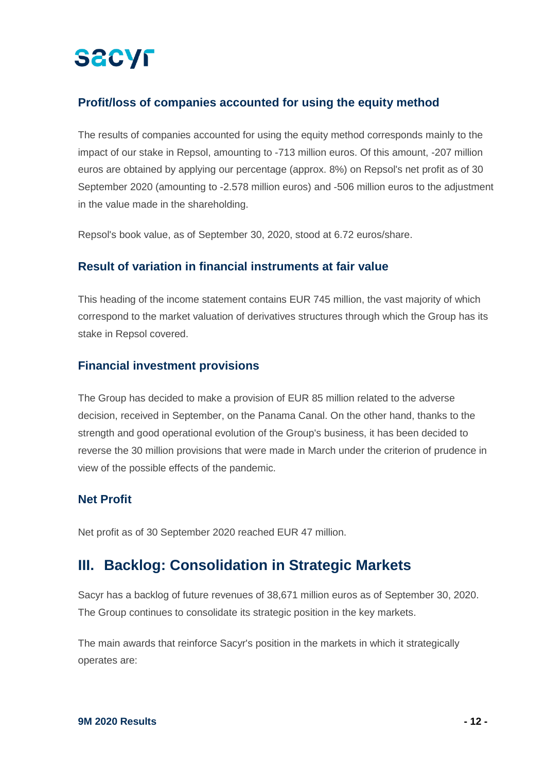### Profit/loss of companies accounted for using the equity method

The results of companies accounted for using the equity method corresponds mainly to the impact of our stake in Repsol, amounting to -713 million euros. Of this amount, -207 million euros are obtained by applying our percentage (approx. 8%) on Repsol's net profit as of 30 September 2020 (amounting to -2.578 million euros) and -506 million euros to the adjustment in the value made in the shareholding.

Repsol's book value, as of September 30, 2020, stood at 6.72 euros/share.

### Result of variation in financial instruments at fair value

This heading of the income statement contains EUR 745 million, the vast majority of which correspond to the market valuation of derivatives structures through which the Group has its stake in Repsol covered.

### Financial investment provisions

The Group has decided to make a provision of EUR 85 million related to the adverse decision, received in September, on the Panama Canal. On the other hand, thanks to the strength and good operational evolution of the Group's business, it has been decided to reverse the 30 million provisions that were made in March under the criterion of prudence in view of the possible effects of the pandemic.

### Net Profit

Net profit as of 30 September 2020 reached EUR 47 million.

## III. Backlog: Consolidation in Strategic Markets

Sacyr has a backlog of future revenues of 38,671 million euros as of September 30, 2020. The Group continues to consolidate its strategic position in the key markets.

The main awards that reinforce Sacyr's position in the markets in which it strategically operates are: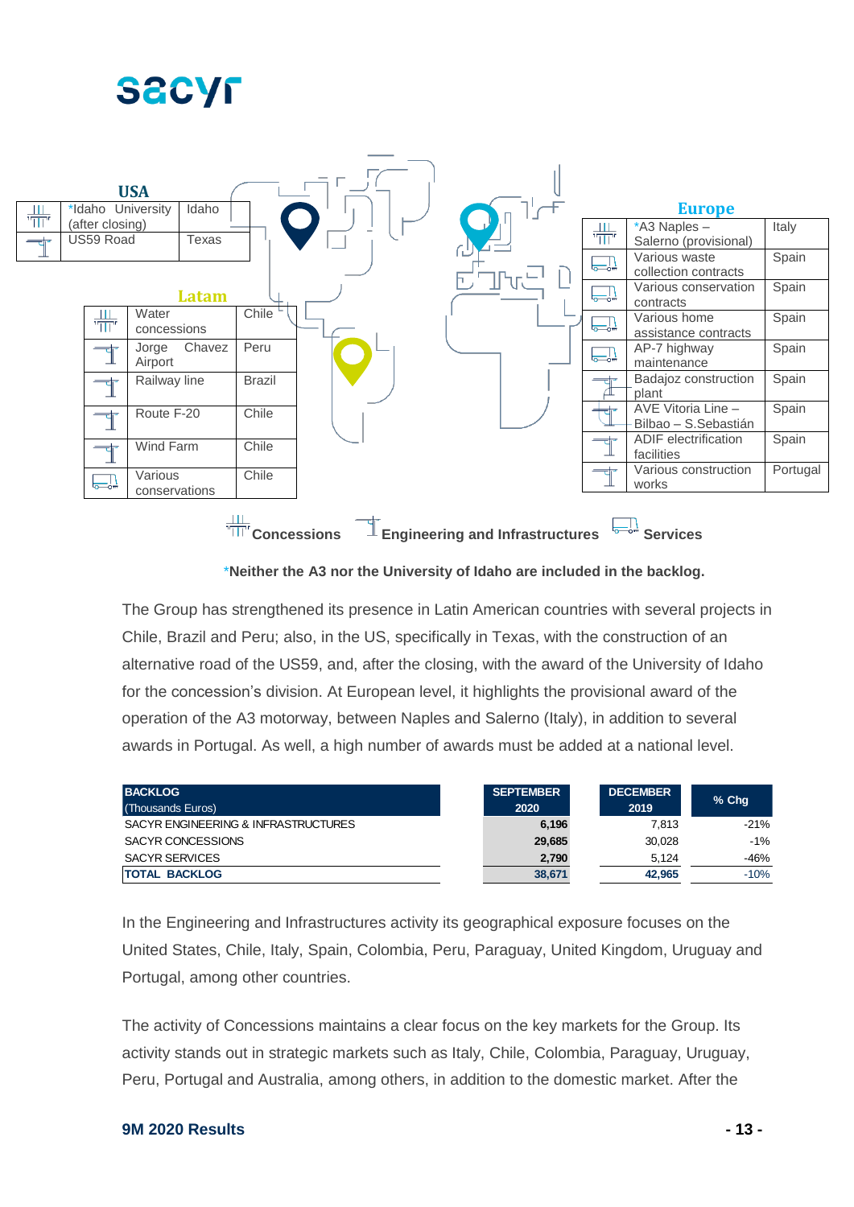**USA**

| Type | Project | Location |
| --- | --- | --- |
| Concessions | *Idaho University (after closing) | Idaho |
| Engineering and Infrastructures | US59 Road | Texas |

**Latam**

| Type | Project | Location |
| --- | --- | --- |
| Concessions | Water concessions | Chile |
| Engineering and Infrastructures | Jorge Chavez Airport | Peru |
| Engineering and Infrastructures | Railway line | Brazil |
| Engineering and Infrastructures | Route F-20 | Chile |
| Engineering and Infrastructures | Wind Farm | Chile |
| Services | Various conservations | Chile |

**Europe**

| Type | Project | Location |
| --- | --- | --- |
| Concessions | *A3 Naples – Salerno (provisional) | Italy |
| Services | Various waste collection contracts | Spain |
| Services | Various conservation contracts | Spain |
| Services | Various home assistance contracts | Spain |
| Services | AP-7 highway maintenance | Spain |
| Engineering and Infrastructures | Badajoz construction plant | Spain |
| Engineering and Infrastructures | AVE Vitoria Line – Bilbao – S.Sebastián | Spain |
| Engineering and Infrastructures | ADIF electrification facilities | Spain |
| Engineering and Infrastructures | Various construction works | Portugal |

**Concessions** **Engineering and Infrastructures** **Services**

***Neither the A3 nor the University of Idaho are included in the backlog.**

The Group has strengthened its presence in Latin American countries with several projects in Chile, Brazil and Peru; also, in the US, specifically in Texas, with the construction of an alternative road of the US59, and, after the closing, with the award of the University of Idaho for the concession's division. At European level, it highlights the provisional award of the operation of the A3 motorway, between Naples and Salerno (Italy), in addition to several awards in Portugal. As well, a high number of awards must be added at a national level.

| BACKLOG (Thousands Euros) | SEPTEMBER 2020 | DECEMBER 2019 | % Chg |
| --- | --- | --- | --- |
| SACYR ENGINEERING & INFRASTRUCTURES | 6,196 | 7,813 | -21% |
| SACYR CONCESSIONS | 29,685 | 30,028 | -1% |
| SACYR SERVICES | 2,790 | 5,124 | -46% |
| **TOTAL BACKLOG** | **38,671** | **42,965** | -10% |

In the Engineering and Infrastructures activity its geographical exposure focuses on the United States, Chile, Italy, Spain, Colombia, Peru, Paraguay, United Kingdom, Uruguay and Portugal, among other countries.

The activity of Concessions maintains a clear focus on the key markets for the Group. Its activity stands out in strategic markets such as Italy, Chile, Colombia, Paraguay, Uruguay, Peru, Portugal and Australia, among others, in addition to the domestic market. After the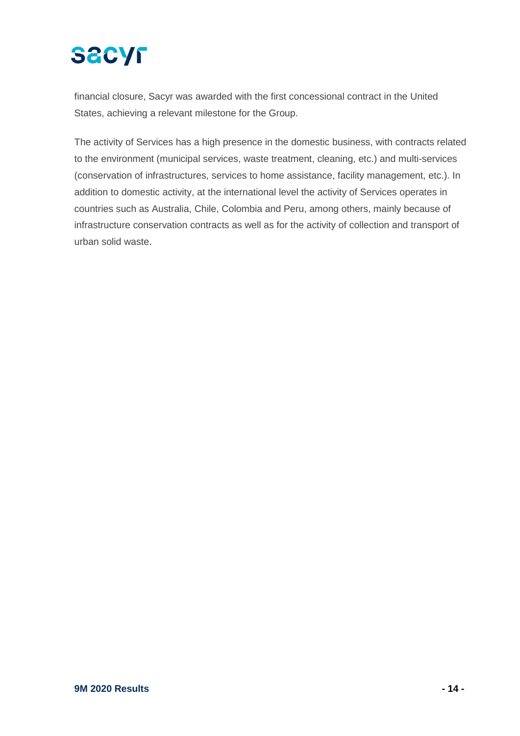financial closure, Sacyr was awarded with the first concessional contract in the United States, achieving a relevant milestone for the Group.

The activity of Services has a high presence in the domestic business, with contracts related to the environment (municipal services, waste treatment, cleaning, etc.) and multi-services (conservation of infrastructures, services to home assistance, facility management, etc.). In addition to domestic activity, at the international level the activity of Services operates in countries such as Australia, Chile, Colombia and Peru, among others, mainly because of infrastructure conservation contracts as well as for the activity of collection and transport of urban solid waste.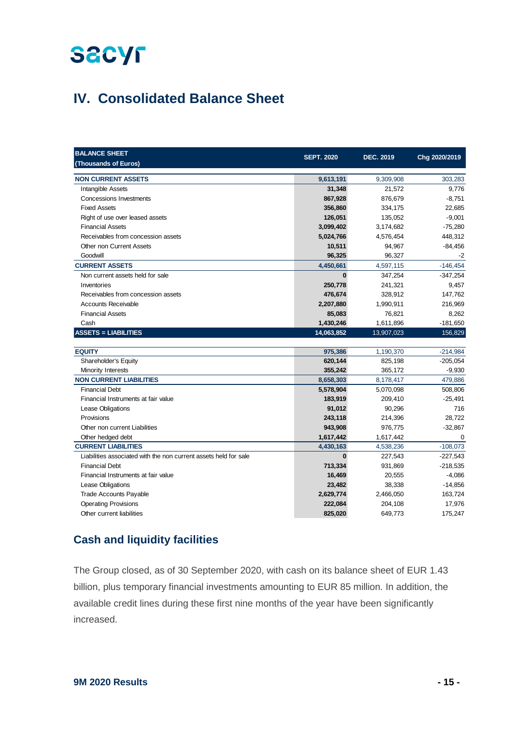# IV. Consolidated Balance Sheet

| BALANCE SHEET (Thousands of Euros) | SEPT. 2020 | DEC. 2019 | Chg 2020/2019 |
|---|---|---|---|
| **NON CURRENT ASSETS** | **9,613,191** | 9,309,908 | 303,283 |
| Intangible Assets | **31,348** | 21,572 | 9,776 |
| Concessions Investments | **867,928** | 876,679 | -8,751 |
| Fixed Assets | **356,860** | 334,175 | 22,685 |
| Right of use over leased assets | **126,051** | 135,052 | -9,001 |
| Financial Assets | **3,099,402** | 3,174,682 | -75,280 |
| Receivables from concession assets | **5,024,766** | 4,576,454 | 448,312 |
| Other non Current Assets | **10,511** | 94,967 | -84,456 |
| Goodwill | **96,325** | 96,327 | -2 |
| **CURRENT ASSETS** | **4,450,661** | 4,597,115 | -146,454 |
| Non current assets held for sale | **0** | 347,254 | -347,254 |
| Inventories | **250,778** | 241,321 | 9,457 |
| Receivables from concession assets | **476,674** | 328,912 | 147,762 |
| Accounts Receivable | **2,207,880** | 1,990,911 | 216,969 |
| Financial Assets | **85,083** | 76,821 | 8,262 |
| Cash | **1,430,246** | 1,611,896 | -181,650 |
| **ASSETS = LIABILITIES** | **14,063,852** | 13,907,023 | 156,829 |
| | | | |
| **EQUITY** | **975,386** | 1,190,370 | -214,984 |
| Shareholder's Equity | **620,144** | 825,198 | -205,054 |
| Minority Interests | **355,242** | 365,172 | -9,930 |
| **NON CURRENT LIABILITIES** | **8,658,303** | 8,178,417 | 479,886 |
| Financial Debt | **5,578,904** | 5,070,098 | 508,806 |
| Financial Instruments at fair value | **183,919** | 209,410 | -25,491 |
| Lease Obligations | **91,012** | 90,296 | 716 |
| Provisions | **243,118** | 214,396 | 28,722 |
| Other non current Liabilities | **943,908** | 976,775 | -32,867 |
| Other hedged debt | **1,617,442** | 1,617,442 | 0 |
| **CURRENT LIABILITIES** | **4,430,163** | 4,538,236 | -108,073 |
| Liabilities associated with the non current assets held for sale | **0** | 227,543 | -227,543 |
| Financial Debt | **713,334** | 931,869 | -218,535 |
| Financial Instruments at fair value | **16,469** | 20,555 | -4,086 |
| Lease Obligations | **23,482** | 38,338 | -14,856 |
| Trade Accounts Payable | **2,629,774** | 2,466,050 | 163,724 |
| Operating Provisions | **222,084** | 204,108 | 17,976 |
| Other current liabilities | **825,020** | 649,773 | 175,247 |

## Cash and liquidity facilities

The Group closed, as of 30 September 2020, with cash on its balance sheet of EUR 1.43 billion, plus temporary financial investments amounting to EUR 85 million. In addition, the available credit lines during these first nine months of the year have been significantly increased.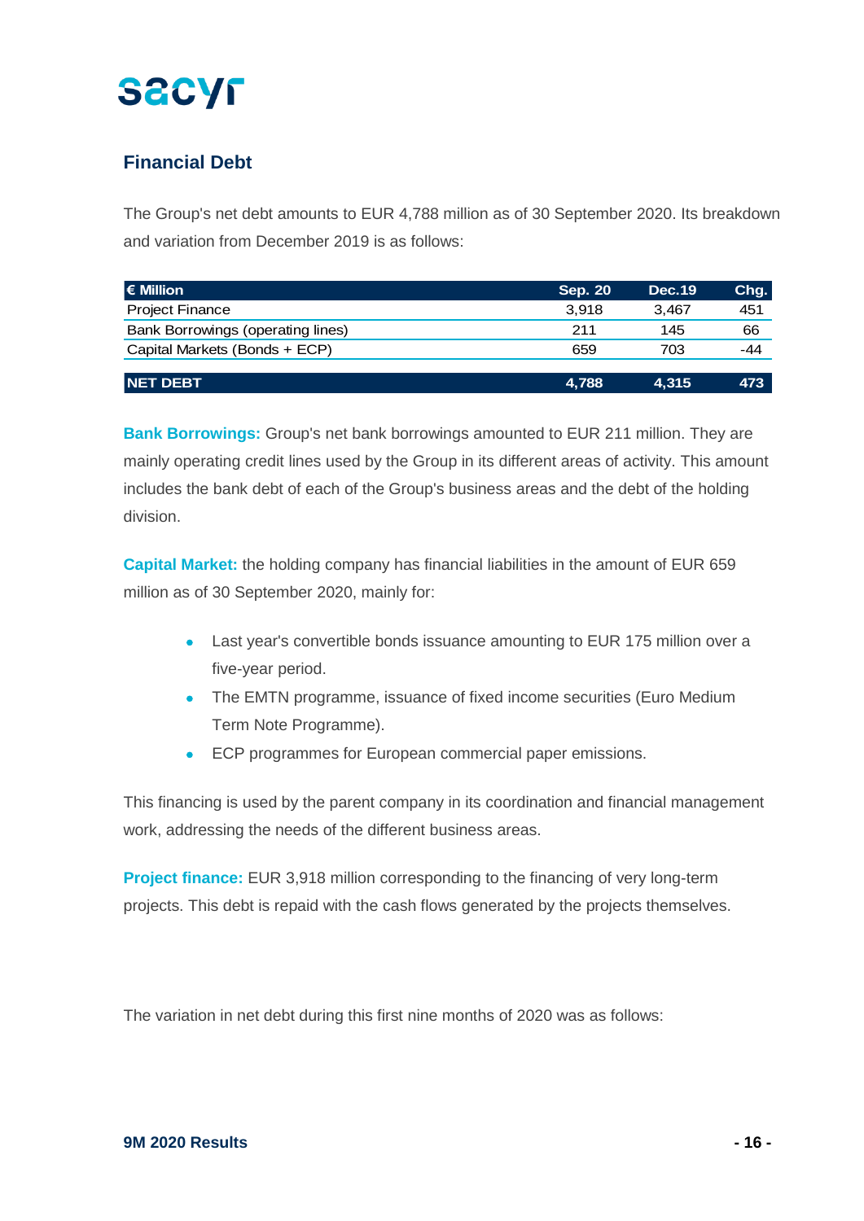## Financial Debt

The Group's net debt amounts to EUR 4,788 million as of 30 September 2020. Its breakdown and variation from December 2019 is as follows:

| € Million | Sep. 20 | Dec.19 | Chg. |
|---|---|---|---|
| Project Finance | 3,918 | 3,467 | 451 |
| Bank Borrowings (operating lines) | 211 | 145 | 66 |
| Capital Markets (Bonds + ECP) | 659 | 703 | -44 |
| **NET DEBT** | **4,788** | **4,315** | **473** |

**Bank Borrowings:** Group's net bank borrowings amounted to EUR 211 million. They are mainly operating credit lines used by the Group in its different areas of activity. This amount includes the bank debt of each of the Group's business areas and the debt of the holding division.

**Capital Market:** the holding company has financial liabilities in the amount of EUR 659 million as of 30 September 2020, mainly for:

- Last year's convertible bonds issuance amounting to EUR 175 million over a five-year period.
- The EMTN programme, issuance of fixed income securities (Euro Medium Term Note Programme).
- ECP programmes for European commercial paper emissions.

This financing is used by the parent company in its coordination and financial management work, addressing the needs of the different business areas.

**Project finance:** EUR 3,918 million corresponding to the financing of very long-term projects. This debt is repaid with the cash flows generated by the projects themselves.

The variation in net debt during this first nine months of 2020 was as follows: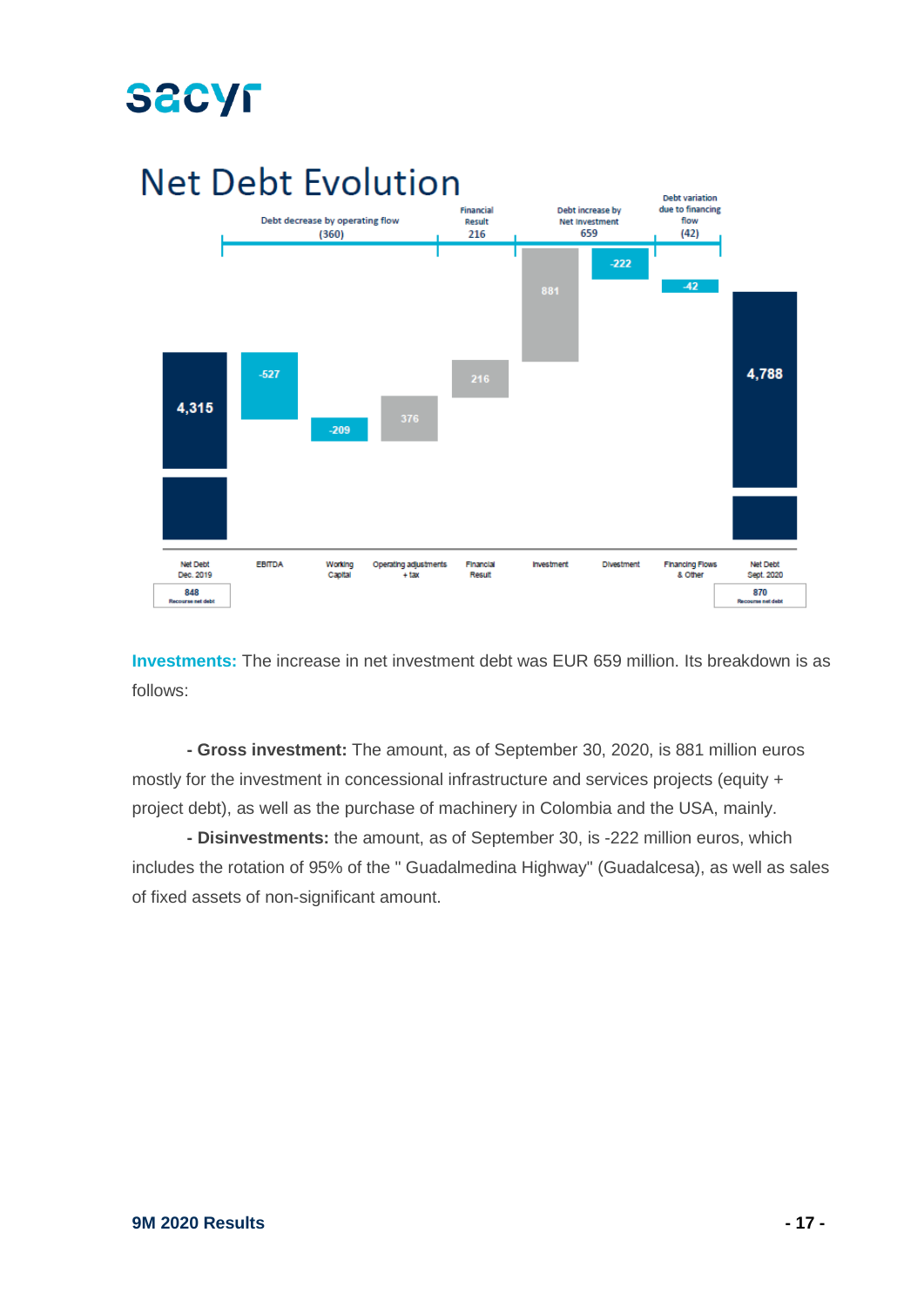# Net Debt Evolution

| | Net Debt Dec. 2019 | EBITDA | Working Capital | Operating adjustments + tax | Financial Result | Investment | Divestment | Financing Flows & Other | Net Debt Sept. 2020 |
|---|---|---|---|---|---|---|---|---|---|
| Value | 4,315 | -527 | -209 | 376 | 216 | 881 | -222 | -42 | 4,788 |
| Recourse net debt | 848 | | | | | | | | 870 |

- Debt decrease by operating flow: (360)
- Financial Result: 216
- Debt increase by Net investment: 659
- Debt variation due to financing flow: (42)

**Investments:** The increase in net investment debt was EUR 659 million. Its breakdown is as follows:

**- Gross investment:** The amount, as of September 30, 2020, is 881 million euros mostly for the investment in concessional infrastructure and services projects (equity + project debt), as well as the purchase of machinery in Colombia and the USA, mainly.

**- Disinvestments:** the amount, as of September 30, is -222 million euros, which includes the rotation of 95% of the " Guadalmedina Highway" (Guadalcesa), as well as sales of fixed assets of non-significant amount.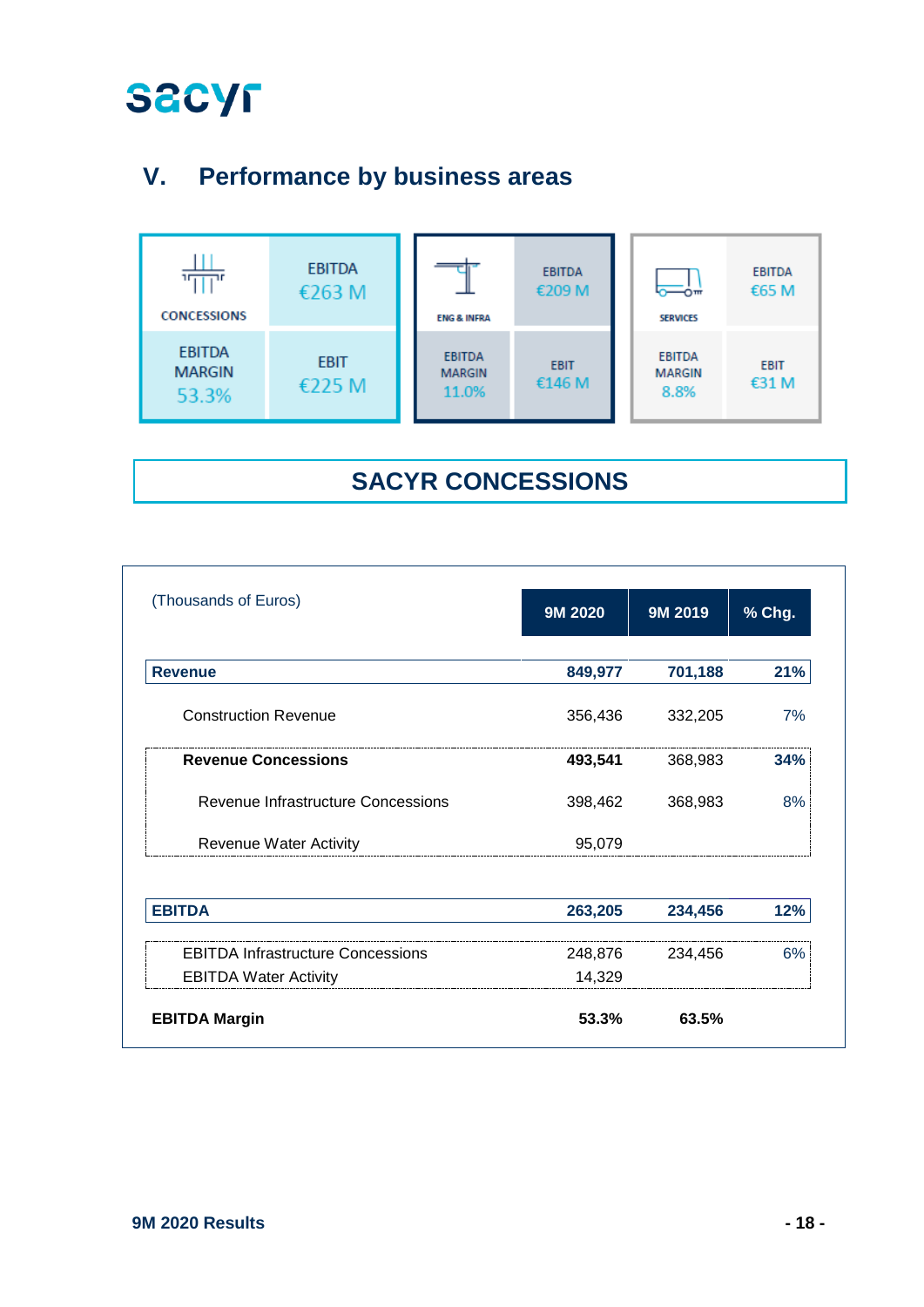## V. Performance by business areas

| CONCESSIONS | |
|---|---|
| EBITDA | €263 M |
| EBITDA MARGIN 53.3% | EBIT €225 M |

| ENG & INFRA | |
|---|---|
| EBITDA | €209 M |
| EBITDA MARGIN 11.0% | EBIT €146 M |

| SERVICES | |
|---|---|
| EBITDA | €65 M |
| EBITDA MARGIN 8.8% | EBIT €31 M |

## SACYR CONCESSIONS

| (Thousands of Euros) | 9M 2020 | 9M 2019 | % Chg. |
|---|---|---|---|
| **Revenue** | **849,977** | **701,188** | **21%** |
| Construction Revenue | 356,436 | 332,205 | 7% |
| **Revenue Concessions** | **493,541** | 368,983 | **34%** |
| Revenue Infrastructure Concessions | 398,462 | 368,983 | 8% |
| Revenue Water Activity | 95,079 | | |
| **EBITDA** | **263,205** | **234,456** | **12%** |
| EBITDA Infrastructure Concessions | 248,876 | 234,456 | 6% |
| EBITDA Water Activity | 14,329 | | |
| **EBITDA Margin** | **53.3%** | **63.5%** | |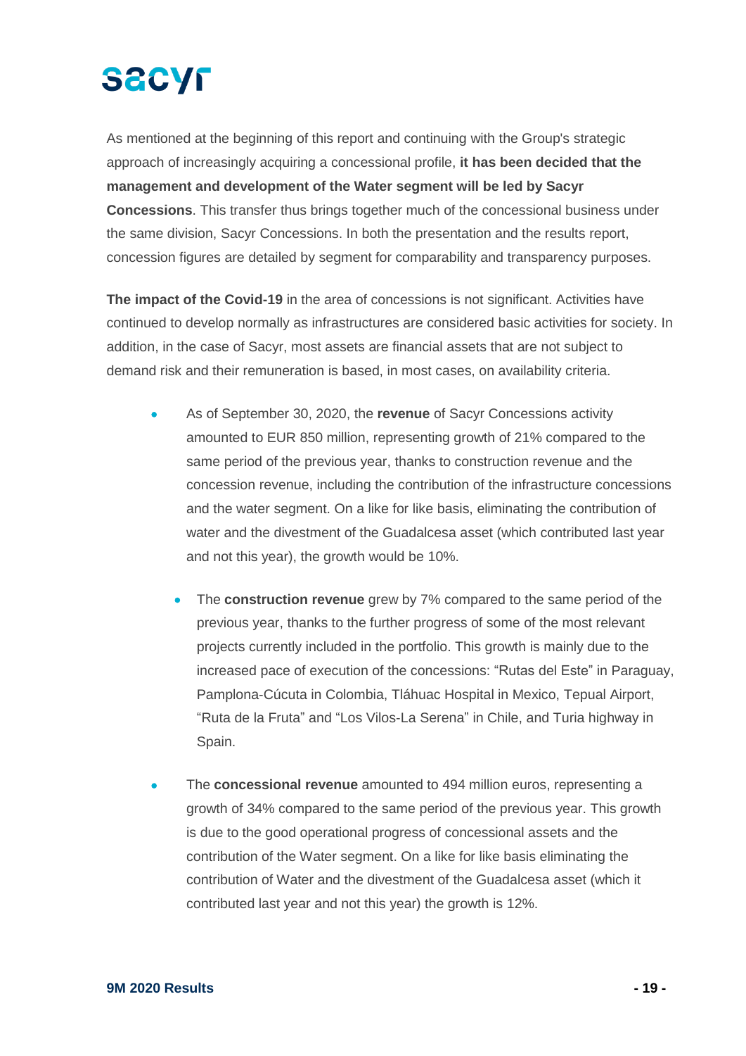As mentioned at the beginning of this report and continuing with the Group's strategic approach of increasingly acquiring a concessional profile, **it has been decided that the management and development of the Water segment will be led by Sacyr Concessions**. This transfer thus brings together much of the concessional business under the same division, Sacyr Concessions. In both the presentation and the results report, concession figures are detailed by segment for comparability and transparency purposes.

**The impact of the Covid-19** in the area of concessions is not significant. Activities have continued to develop normally as infrastructures are considered basic activities for society. In addition, in the case of Sacyr, most assets are financial assets that are not subject to demand risk and their remuneration is based, in most cases, on availability criteria.

- As of September 30, 2020, the **revenue** of Sacyr Concessions activity amounted to EUR 850 million, representing growth of 21% compared to the same period of the previous year, thanks to construction revenue and the concession revenue, including the contribution of the infrastructure concessions and the water segment. On a like for like basis, eliminating the contribution of water and the divestment of the Guadalcesa asset (which contributed last year and not this year), the growth would be 10%.

  - The **construction revenue** grew by 7% compared to the same period of the previous year, thanks to the further progress of some of the most relevant projects currently included in the portfolio. This growth is mainly due to the increased pace of execution of the concessions: “Rutas del Este” in Paraguay, Pamplona-Cúcuta in Colombia, Tláhuac Hospital in Mexico, Tepual Airport, “Ruta de la Fruta” and “Los Vilos-La Serena” in Chile, and Turia highway in Spain.

- The **concessional revenue** amounted to 494 million euros, representing a growth of 34% compared to the same period of the previous year. This growth is due to the good operational progress of concessional assets and the contribution of the Water segment. On a like for like basis eliminating the contribution of Water and the divestment of the Guadalcesa asset (which it contributed last year and not this year) the growth is 12%.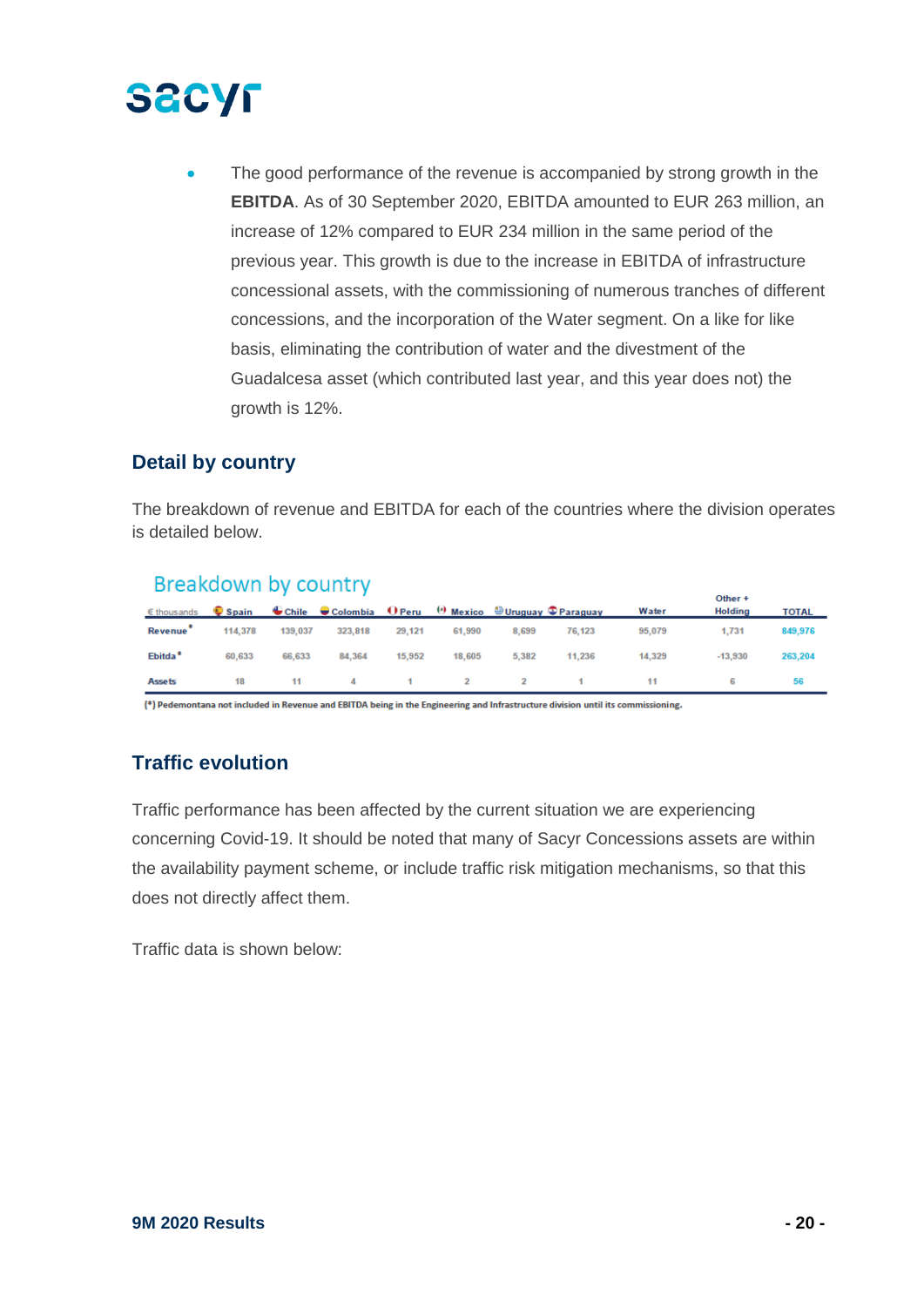- The good performance of the revenue is accompanied by strong growth in the **EBITDA**. As of 30 September 2020, EBITDA amounted to EUR 263 million, an increase of 12% compared to EUR 234 million in the same period of the previous year. This growth is due to the increase in EBITDA of infrastructure concessional assets, with the commissioning of numerous tranches of different concessions, and the incorporation of the Water segment. On a like for like basis, eliminating the contribution of water and the divestment of the Guadalcesa asset (which contributed last year, and this year does not) the growth is 12%.

## Detail by country

The breakdown of revenue and EBITDA for each of the countries where the division operates is detailed below.

### Breakdown by country

| € thousands | Spain | Chile | Colombia | Peru | Mexico | Uruguay | Paraguay | Water | Other + Holding | TOTAL |
|---|---|---|---|---|---|---|---|---|---|---|
| Revenue* | 114,378 | 139,037 | 323,818 | 29,121 | 61,990 | 8,699 | 76,123 | 95,079 | 1,731 | 849,976 |
| Ebitda* | 60,633 | 66,633 | 84,364 | 15,952 | 18,605 | 5,382 | 11,236 | 14,329 | -13,930 | 263,204 |
| Assets | 18 | 11 | 4 | 1 | 2 | 2 | 1 | 11 | 6 | 56 |

(*) Pedemontana not included in Revenue and EBITDA being in the Engineering and Infrastructure division until its commissioning.

## Traffic evolution

Traffic performance has been affected by the current situation we are experiencing concerning Covid-19. It should be noted that many of Sacyr Concessions assets are within the availability payment scheme, or include traffic risk mitigation mechanisms, so that this does not directly affect them.

Traffic data is shown below: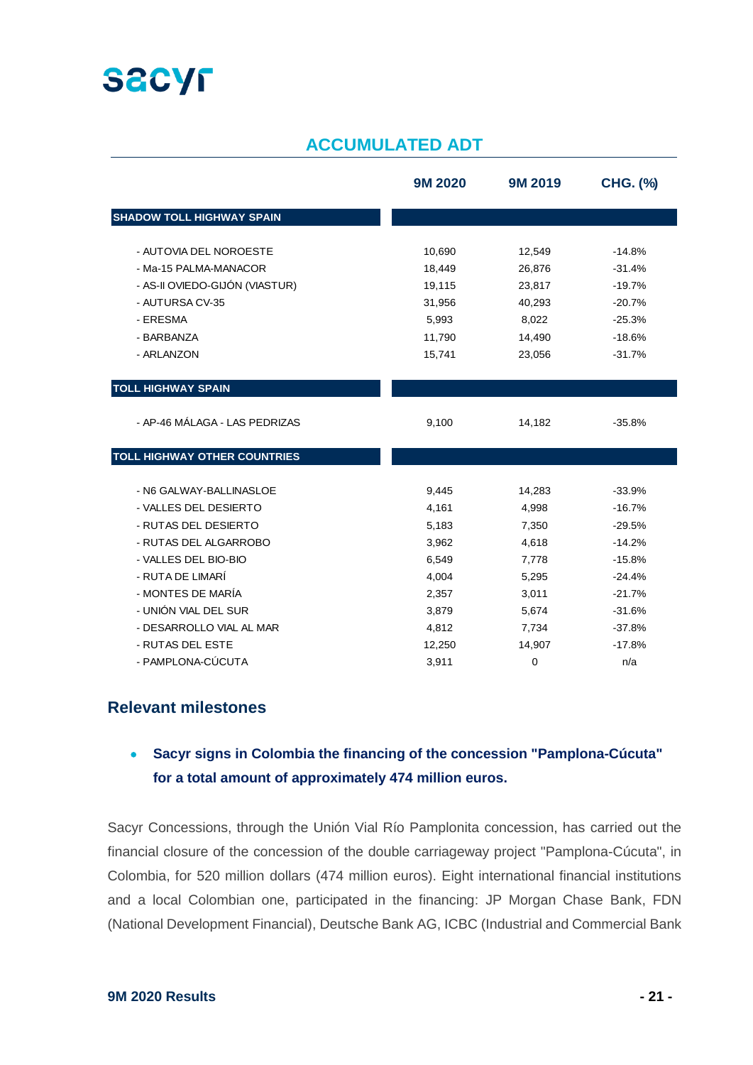## ACCUMULATED ADT

| | 9M 2020 | 9M 2019 | CHG. (%) |
|---|---|---|---|
| **SHADOW TOLL HIGHWAY SPAIN** | | | |
| - AUTOVIA DEL NOROESTE | 10,690 | 12,549 | -14.8% |
| - Ma-15 PALMA-MANACOR | 18,449 | 26,876 | -31.4% |
| - AS-II OVIEDO-GIJÓN (VIASTUR) | 19,115 | 23,817 | -19.7% |
| - AUTURSA CV-35 | 31,956 | 40,293 | -20.7% |
| - ERESMA | 5,993 | 8,022 | -25.3% |
| - BARBANZA | 11,790 | 14,490 | -18.6% |
| - ARLANZON | 15,741 | 23,056 | -31.7% |
| **TOLL HIGHWAY SPAIN** | | | |
| - AP-46 MÁLAGA - LAS PEDRIZAS | 9,100 | 14,182 | -35.8% |
| **TOLL HIGHWAY OTHER COUNTRIES** | | | |
| - N6 GALWAY-BALLINASLOE | 9,445 | 14,283 | -33.9% |
| - VALLES DEL DESIERTO | 4,161 | 4,998 | -16.7% |
| - RUTAS DEL DESIERTO | 5,183 | 7,350 | -29.5% |
| - RUTAS DEL ALGARROBO | 3,962 | 4,618 | -14.2% |
| - VALLES DEL BIO-BIO | 6,549 | 7,778 | -15.8% |
| - RUTA DE LIMARÍ | 4,004 | 5,295 | -24.4% |
| - MONTES DE MARÍA | 2,357 | 3,011 | -21.7% |
| - UNIÓN VIAL DEL SUR | 3,879 | 5,674 | -31.6% |
| - DESARROLLO VIAL AL MAR | 4,812 | 7,734 | -37.8% |
| - RUTAS DEL ESTE | 12,250 | 14,907 | -17.8% |
| - PAMPLONA-CÚCUTA | 3,911 | 0 | n/a |

## Relevant milestones

- **Sacyr signs in Colombia the financing of the concession "Pamplona-Cúcuta" for a total amount of approximately 474 million euros.**

Sacyr Concessions, through the Unión Vial Río Pamplonita concession, has carried out the financial closure of the concession of the double carriageway project "Pamplona-Cúcuta", in Colombia, for 520 million dollars (474 million euros). Eight international financial institutions and a local Colombian one, participated in the financing: JP Morgan Chase Bank, FDN (National Development Financial), Deutsche Bank AG, ICBC (Industrial and Commercial Bank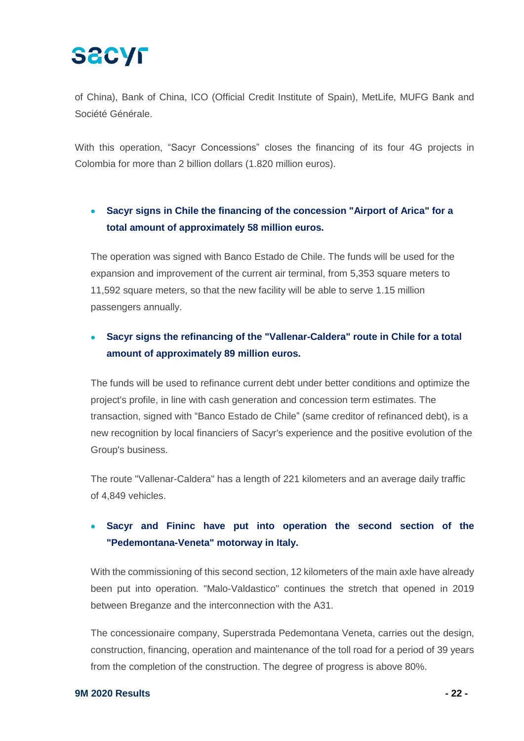of China), Bank of China, ICO (Official Credit Institute of Spain), MetLife, MUFG Bank and Société Générale.

With this operation, “Sacyr Concessions” closes the financing of its four 4G projects in Colombia for more than 2 billion dollars (1.820 million euros).

- **Sacyr signs in Chile the financing of the concession "Airport of Arica" for a total amount of approximately 58 million euros.**

  The operation was signed with Banco Estado de Chile. The funds will be used for the expansion and improvement of the current air terminal, from 5,353 square meters to 11,592 square meters, so that the new facility will be able to serve 1.15 million passengers annually.

- **Sacyr signs the refinancing of the "Vallenar-Caldera" route in Chile for a total amount of approximately 89 million euros.**

  The funds will be used to refinance current debt under better conditions and optimize the project's profile, in line with cash generation and concession term estimates. The transaction, signed with “Banco Estado de Chile” (same creditor of refinanced debt), is a new recognition by local financiers of Sacyr's experience and the positive evolution of the Group's business.

  The route "Vallenar-Caldera" has a length of 221 kilometers and an average daily traffic of 4,849 vehicles.

- **Sacyr and Fininc have put into operation the second section of the "Pedemontana-Veneta" motorway in Italy.**

  With the commissioning of this second section, 12 kilometers of the main axle have already been put into operation. "Malo-Valdastico" continues the stretch that opened in 2019 between Breganze and the interconnection with the A31.

  The concessionaire company, Superstrada Pedemontana Veneta, carries out the design, construction, financing, operation and maintenance of the toll road for a period of 39 years from the completion of the construction. The degree of progress is above 80%.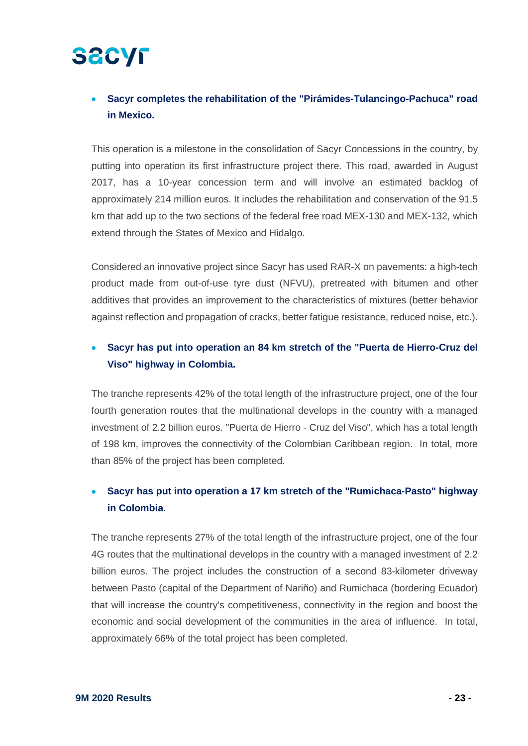- **Sacyr completes the rehabilitation of the "Pirámides-Tulancingo-Pachuca" road in Mexico.**

This operation is a milestone in the consolidation of Sacyr Concessions in the country, by putting into operation its first infrastructure project there. This road, awarded in August 2017, has a 10-year concession term and will involve an estimated backlog of approximately 214 million euros. It includes the rehabilitation and conservation of the 91.5 km that add up to the two sections of the federal free road MEX-130 and MEX-132, which extend through the States of Mexico and Hidalgo.

Considered an innovative project since Sacyr has used RAR-X on pavements: a high-tech product made from out-of-use tyre dust (NFVU), pretreated with bitumen and other additives that provides an improvement to the characteristics of mixtures (better behavior against reflection and propagation of cracks, better fatigue resistance, reduced noise, etc.).

- **Sacyr has put into operation an 84 km stretch of the "Puerta de Hierro-Cruz del Viso" highway in Colombia.**

The tranche represents 42% of the total length of the infrastructure project, one of the four fourth generation routes that the multinational develops in the country with a managed investment of 2.2 billion euros. "Puerta de Hierro - Cruz del Viso", which has a total length of 198 km, improves the connectivity of the Colombian Caribbean region. In total, more than 85% of the project has been completed.

- **Sacyr has put into operation a 17 km stretch of the "Rumichaca-Pasto" highway in Colombia.**

The tranche represents 27% of the total length of the infrastructure project, one of the four 4G routes that the multinational develops in the country with a managed investment of 2.2 billion euros. The project includes the construction of a second 83-kilometer driveway between Pasto (capital of the Department of Nariño) and Rumichaca (bordering Ecuador) that will increase the country's competitiveness, connectivity in the region and boost the economic and social development of the communities in the area of influence. In total, approximately 66% of the total project has been completed.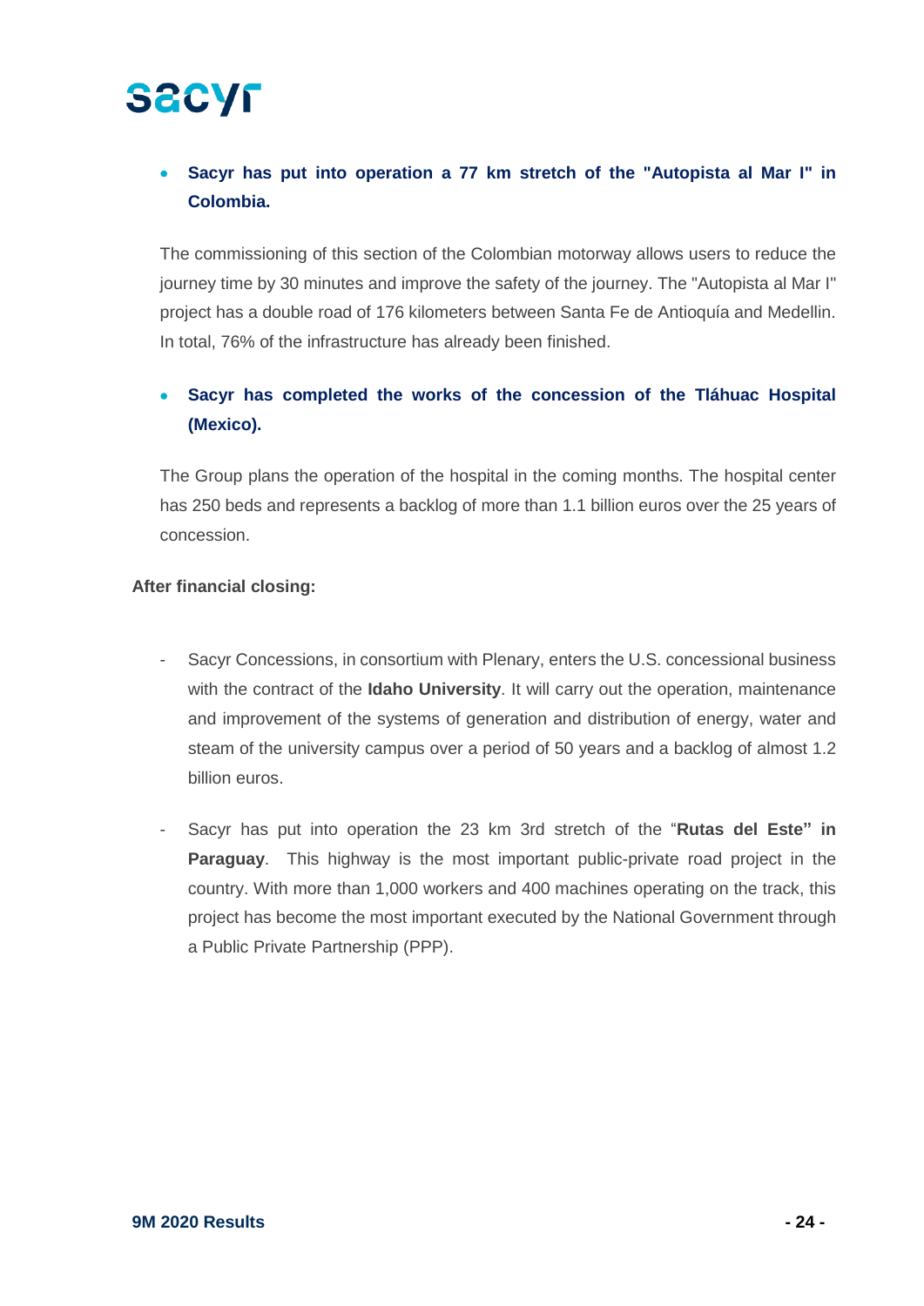- **Sacyr has put into operation a 77 km stretch of the "Autopista al Mar I" in Colombia.**

The commissioning of this section of the Colombian motorway allows users to reduce the journey time by 30 minutes and improve the safety of the journey. The "Autopista al Mar I" project has a double road of 176 kilometers between Santa Fe de Antioquía and Medellin. In total, 76% of the infrastructure has already been finished.

- **Sacyr has completed the works of the concession of the Tláhuac Hospital (Mexico).**

The Group plans the operation of the hospital in the coming months. The hospital center has 250 beds and represents a backlog of more than 1.1 billion euros over the 25 years of concession.

**After financial closing:**

- Sacyr Concessions, in consortium with Plenary, enters the U.S. concessional business with the contract of the **Idaho University**. It will carry out the operation, maintenance and improvement of the systems of generation and distribution of energy, water and steam of the university campus over a period of 50 years and a backlog of almost 1.2 billion euros.

- Sacyr has put into operation the 23 km 3rd stretch of the "**Rutas del Este" in Paraguay**. This highway is the most important public-private road project in the country. With more than 1,000 workers and 400 machines operating on the track, this project has become the most important executed by the National Government through a Public Private Partnership (PPP).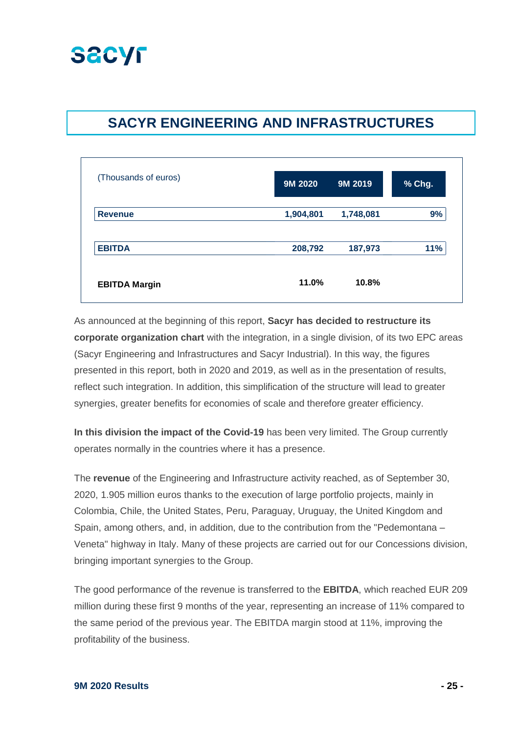# SACYR ENGINEERING AND INFRASTRUCTURES

| (Thousands of euros) | 9M 2020 | 9M 2019 | % Chg. |
|---|---|---|---|
| **Revenue** | **1,904,801** | **1,748,081** | **9%** |
| **EBITDA** | **208,792** | **187,973** | **11%** |
| **EBITDA Margin** | **11.0%** | **10.8%** | |

As announced at the beginning of this report, **Sacyr has decided to restructure its corporate organization chart** with the integration, in a single division, of its two EPC areas (Sacyr Engineering and Infrastructures and Sacyr Industrial). In this way, the figures presented in this report, both in 2020 and 2019, as well as in the presentation of results, reflect such integration. In addition, this simplification of the structure will lead to greater synergies, greater benefits for economies of scale and therefore greater efficiency.

**In this division the impact of the Covid-19** has been very limited. The Group currently operates normally in the countries where it has a presence.

The **revenue** of the Engineering and Infrastructure activity reached, as of September 30, 2020, 1.905 million euros thanks to the execution of large portfolio projects, mainly in Colombia, Chile, the United States, Peru, Paraguay, Uruguay, the United Kingdom and Spain, among others, and, in addition, due to the contribution from the "Pedemontana – Veneta" highway in Italy. Many of these projects are carried out for our Concessions division, bringing important synergies to the Group.

The good performance of the revenue is transferred to the **EBITDA**, which reached EUR 209 million during these first 9 months of the year, representing an increase of 11% compared to the same period of the previous year. The EBITDA margin stood at 11%, improving the profitability of the business.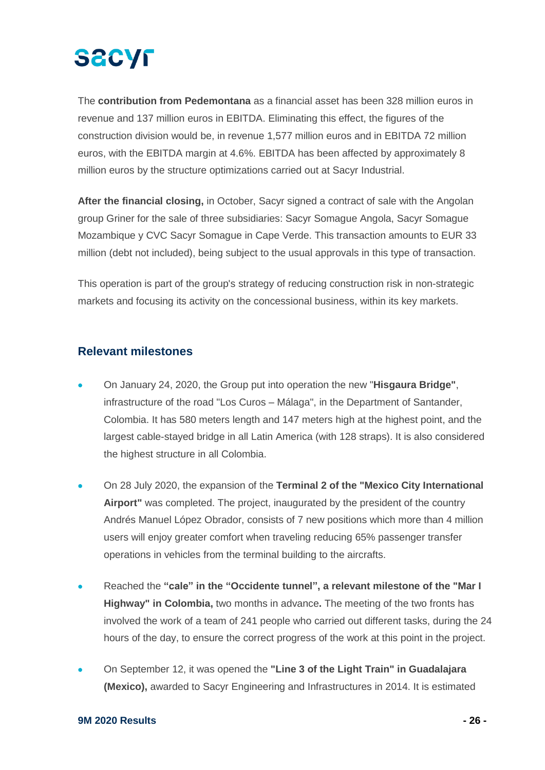The **contribution from Pedemontana** as a financial asset has been 328 million euros in revenue and 137 million euros in EBITDA. Eliminating this effect, the figures of the construction division would be, in revenue 1,577 million euros and in EBITDA 72 million euros, with the EBITDA margin at 4.6%. EBITDA has been affected by approximately 8 million euros by the structure optimizations carried out at Sacyr Industrial.

**After the financial closing,** in October, Sacyr signed a contract of sale with the Angolan group Griner for the sale of three subsidiaries: Sacyr Somague Angola, Sacyr Somague Mozambique y CVC Sacyr Somague in Cape Verde. This transaction amounts to EUR 33 million (debt not included), being subject to the usual approvals in this type of transaction.

This operation is part of the group's strategy of reducing construction risk in non-strategic markets and focusing its activity on the concessional business, within its key markets.

## Relevant milestones

- On January 24, 2020, the Group put into operation the new "**Hisgaura Bridge"**, infrastructure of the road "Los Curos – Málaga", in the Department of Santander, Colombia. It has 580 meters length and 147 meters high at the highest point, and the largest cable-stayed bridge in all Latin America (with 128 straps). It is also considered the highest structure in all Colombia.
- On 28 July 2020, the expansion of the **Terminal 2 of the "Mexico City International Airport"** was completed. The project, inaugurated by the president of the country Andrés Manuel López Obrador, consists of 7 new positions which more than 4 million users will enjoy greater comfort when traveling reducing 65% passenger transfer operations in vehicles from the terminal building to the aircrafts.
- Reached the **"cale" in the "Occidente tunnel", a relevant milestone of the "Mar I Highway" in Colombia,** two months in advance**.** The meeting of the two fronts has involved the work of a team of 241 people who carried out different tasks, during the 24 hours of the day, to ensure the correct progress of the work at this point in the project.
- On September 12, it was opened the **"Line 3 of the Light Train" in Guadalajara (Mexico),** awarded to Sacyr Engineering and Infrastructures in 2014. It is estimated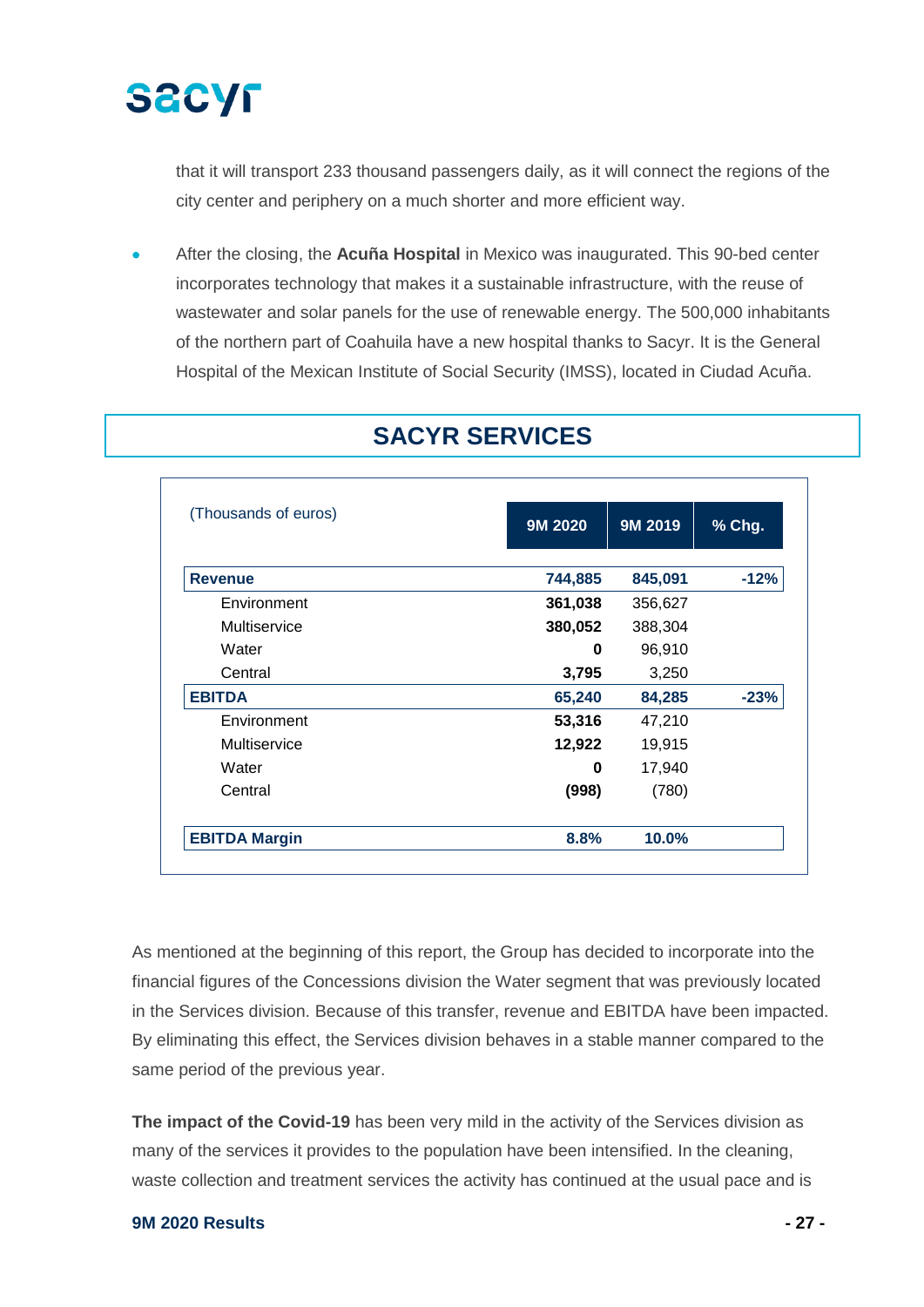that it will transport 233 thousand passengers daily, as it will connect the regions of the city center and periphery on a much shorter and more efficient way.

- After the closing, the **Acuña Hospital** in Mexico was inaugurated. This 90-bed center incorporates technology that makes it a sustainable infrastructure, with the reuse of wastewater and solar panels for the use of renewable energy. The 500,000 inhabitants of the northern part of Coahuila have a new hospital thanks to Sacyr. It is the General Hospital of the Mexican Institute of Social Security (IMSS), located in Ciudad Acuña.

## SACYR SERVICES

| (Thousands of euros) | 9M 2020 | 9M 2019 | % Chg. |
|---|---|---|---|
| **Revenue** | **744,885** | **845,091** | **-12%** |
| Environment | **361,038** | 356,627 | |
| Multiservice | **380,052** | 388,304 | |
| Water | **0** | 96,910 | |
| Central | **3,795** | 3,250 | |
| **EBITDA** | **65,240** | **84,285** | **-23%** |
| Environment | **53,316** | 47,210 | |
| Multiservice | **12,922** | 19,915 | |
| Water | **0** | 17,940 | |
| Central | **(998)** | (780) | |
| **EBITDA Margin** | **8.8%** | **10.0%** | |

As mentioned at the beginning of this report, the Group has decided to incorporate into the financial figures of the Concessions division the Water segment that was previously located in the Services division. Because of this transfer, revenue and EBITDA have been impacted. By eliminating this effect, the Services division behaves in a stable manner compared to the same period of the previous year.

**The impact of the Covid-19** has been very mild in the activity of the Services division as many of the services it provides to the population have been intensified. In the cleaning, waste collection and treatment services the activity has continued at the usual pace and is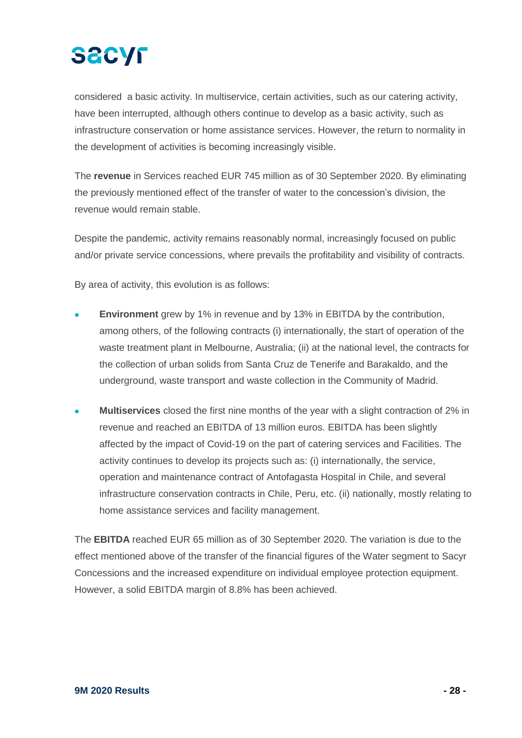considered  a basic activity. In multiservice, certain activities, such as our catering activity, have been interrupted, although others continue to develop as a basic activity, such as infrastructure conservation or home assistance services. However, the return to normality in the development of activities is becoming increasingly visible.

The **revenue** in Services reached EUR 745 million as of 30 September 2020. By eliminating the previously mentioned effect of the transfer of water to the concession's division, the revenue would remain stable.

Despite the pandemic, activity remains reasonably normal, increasingly focused on public and/or private service concessions, where prevails the profitability and visibility of contracts.

By area of activity, this evolution is as follows:

- **Environment** grew by 1% in revenue and by 13% in EBITDA by the contribution, among others, of the following contracts (i) internationally, the start of operation of the waste treatment plant in Melbourne, Australia; (ii) at the national level, the contracts for the collection of urban solids from Santa Cruz de Tenerife and Barakaldo, and the underground, waste transport and waste collection in the Community of Madrid.

- **Multiservices** closed the first nine months of the year with a slight contraction of 2% in revenue and reached an EBITDA of 13 million euros. EBITDA has been slightly affected by the impact of Covid-19 on the part of catering services and Facilities. The activity continues to develop its projects such as: (i) internationally, the service, operation and maintenance contract of Antofagasta Hospital in Chile, and several infrastructure conservation contracts in Chile, Peru, etc. (ii) nationally, mostly relating to home assistance services and facility management.

The **EBITDA** reached EUR 65 million as of 30 September 2020. The variation is due to the effect mentioned above of the transfer of the financial figures of the Water segment to Sacyr Concessions and the increased expenditure on individual employee protection equipment. However, a solid EBITDA margin of 8.8% has been achieved.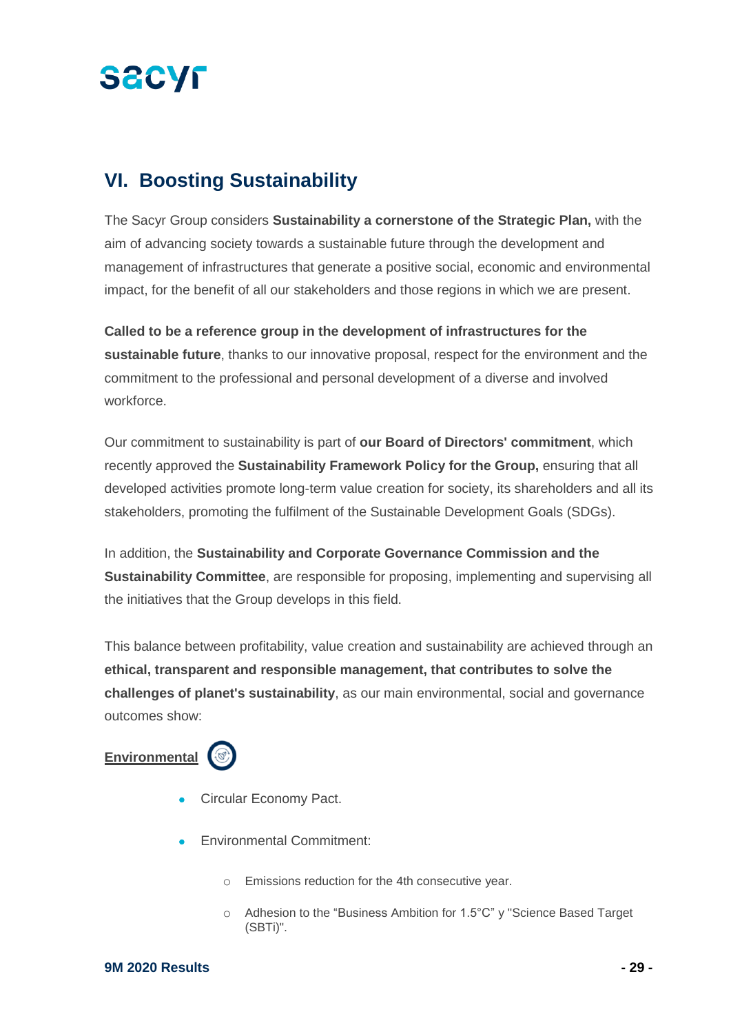## VI. Boosting Sustainability

The Sacyr Group considers **Sustainability a cornerstone of the Strategic Plan,** with the aim of advancing society towards a sustainable future through the development and management of infrastructures that generate a positive social, economic and environmental impact, for the benefit of all our stakeholders and those regions in which we are present.

**Called to be a reference group in the development of infrastructures for the sustainable future**, thanks to our innovative proposal, respect for the environment and the commitment to the professional and personal development of a diverse and involved workforce.

Our commitment to sustainability is part of **our Board of Directors' commitment**, which recently approved the **Sustainability Framework Policy for the Group,** ensuring that all developed activities promote long-term value creation for society, its shareholders and all its stakeholders, promoting the fulfilment of the Sustainable Development Goals (SDGs).

In addition, the **Sustainability and Corporate Governance Commission and the Sustainability Committee**, are responsible for proposing, implementing and supervising all the initiatives that the Group develops in this field.

This balance between profitability, value creation and sustainability are achieved through an **ethical, transparent and responsible management, that contributes to solve the challenges of planet's sustainability**, as our main environmental, social and governance outcomes show:

**Environmental**

- Circular Economy Pact.
- Environmental Commitment:
  - Emissions reduction for the 4th consecutive year.
  - Adhesion to the "Business Ambition for 1.5°C" y "Science Based Target (SBTi)".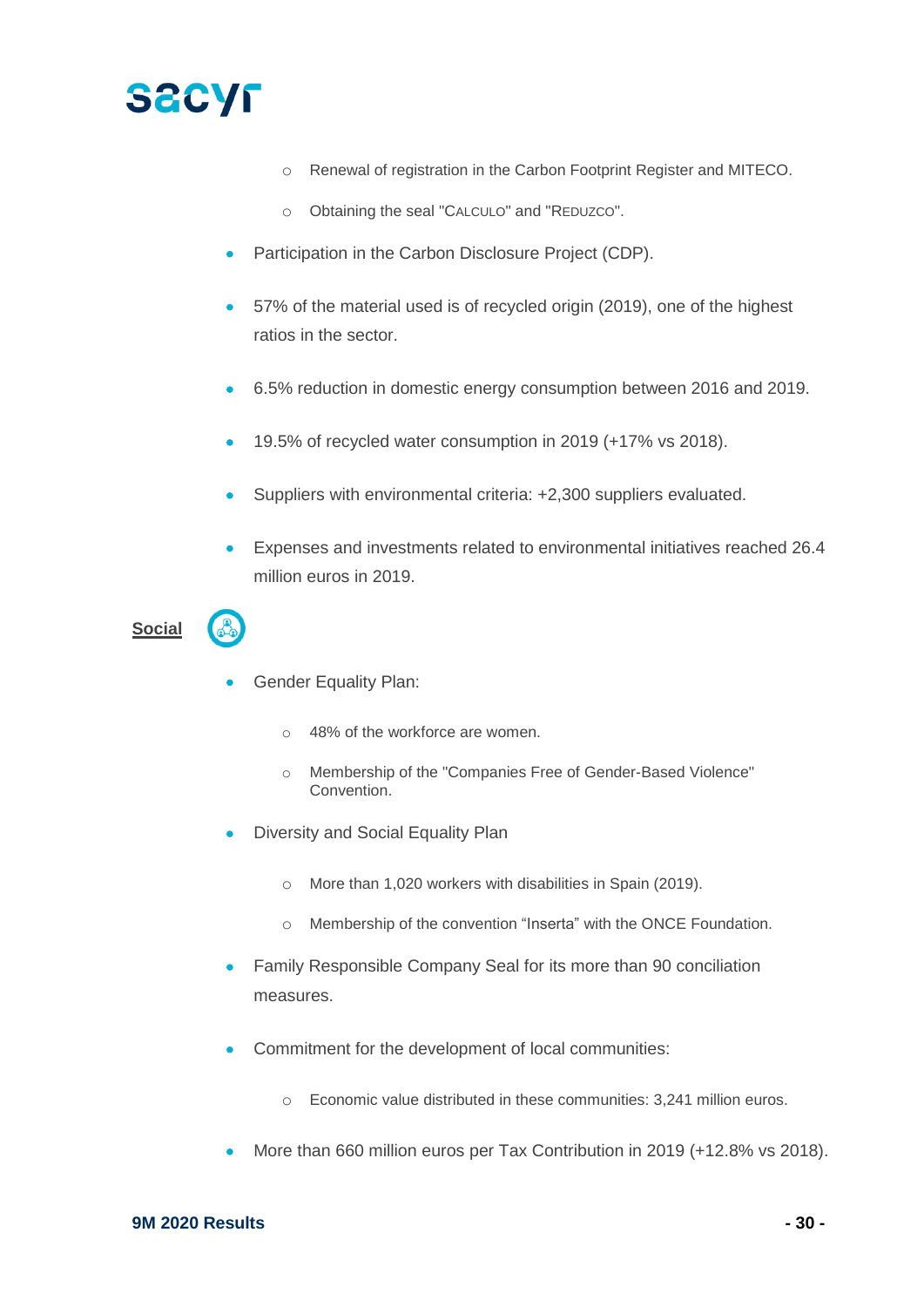- Renewal of registration in the Carbon Footprint Register and MITECO.
  - Obtaining the seal "CALCULO" and "REDUZCO".
- Participation in the Carbon Disclosure Project (CDP).
- 57% of the material used is of recycled origin (2019), one of the highest ratios in the sector.
- 6.5% reduction in domestic energy consumption between 2016 and 2019.
- 19.5% of recycled water consumption in 2019 (+17% vs 2018).
- Suppliers with environmental criteria: +2,300 suppliers evaluated.
- Expenses and investments related to environmental initiatives reached 26.4 million euros in 2019.

**Social**

- Gender Equality Plan:
  - 48% of the workforce are women.
  - Membership of the "Companies Free of Gender-Based Violence" Convention.
- Diversity and Social Equality Plan
  - More than 1,020 workers with disabilities in Spain (2019).
  - Membership of the convention "Inserta" with the ONCE Foundation.
- Family Responsible Company Seal for its more than 90 conciliation measures.
- Commitment for the development of local communities:
  - Economic value distributed in these communities: 3,241 million euros.
- More than 660 million euros per Tax Contribution in 2019 (+12.8% vs 2018).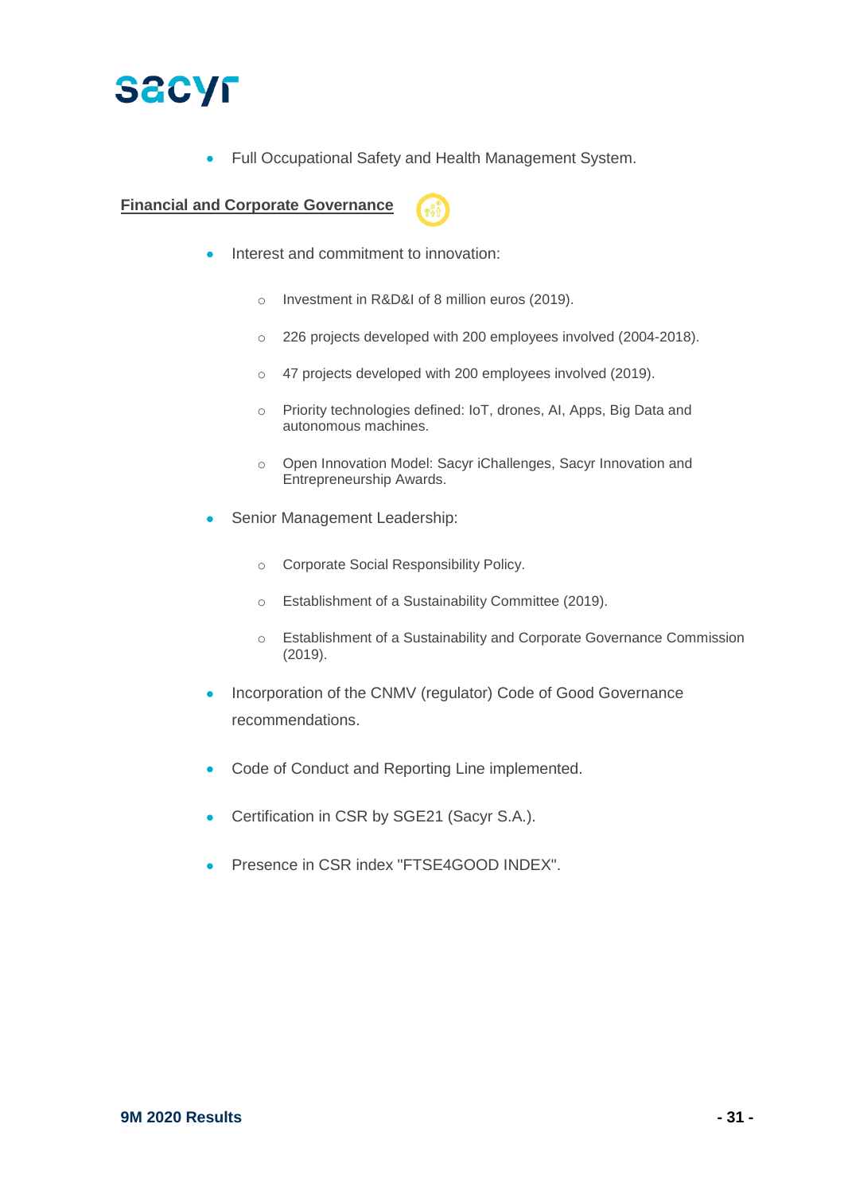- Full Occupational Safety and Health Management System.

**Financial and Corporate Governance**

- Interest and commitment to innovation:
  - Investment in R&D&I of 8 million euros (2019).
  - 226 projects developed with 200 employees involved (2004-2018).
  - 47 projects developed with 200 employees involved (2019).
  - Priority technologies defined: IoT, drones, AI, Apps, Big Data and autonomous machines.
  - Open Innovation Model: Sacyr iChallenges, Sacyr Innovation and Entrepreneurship Awards.
- Senior Management Leadership:
  - Corporate Social Responsibility Policy.
  - Establishment of a Sustainability Committee (2019).
  - Establishment of a Sustainability and Corporate Governance Commission (2019).
- Incorporation of the CNMV (regulator) Code of Good Governance recommendations.
- Code of Conduct and Reporting Line implemented.
- Certification in CSR by SGE21 (Sacyr S.A.).
- Presence in CSR index "FTSE4GOOD INDEX".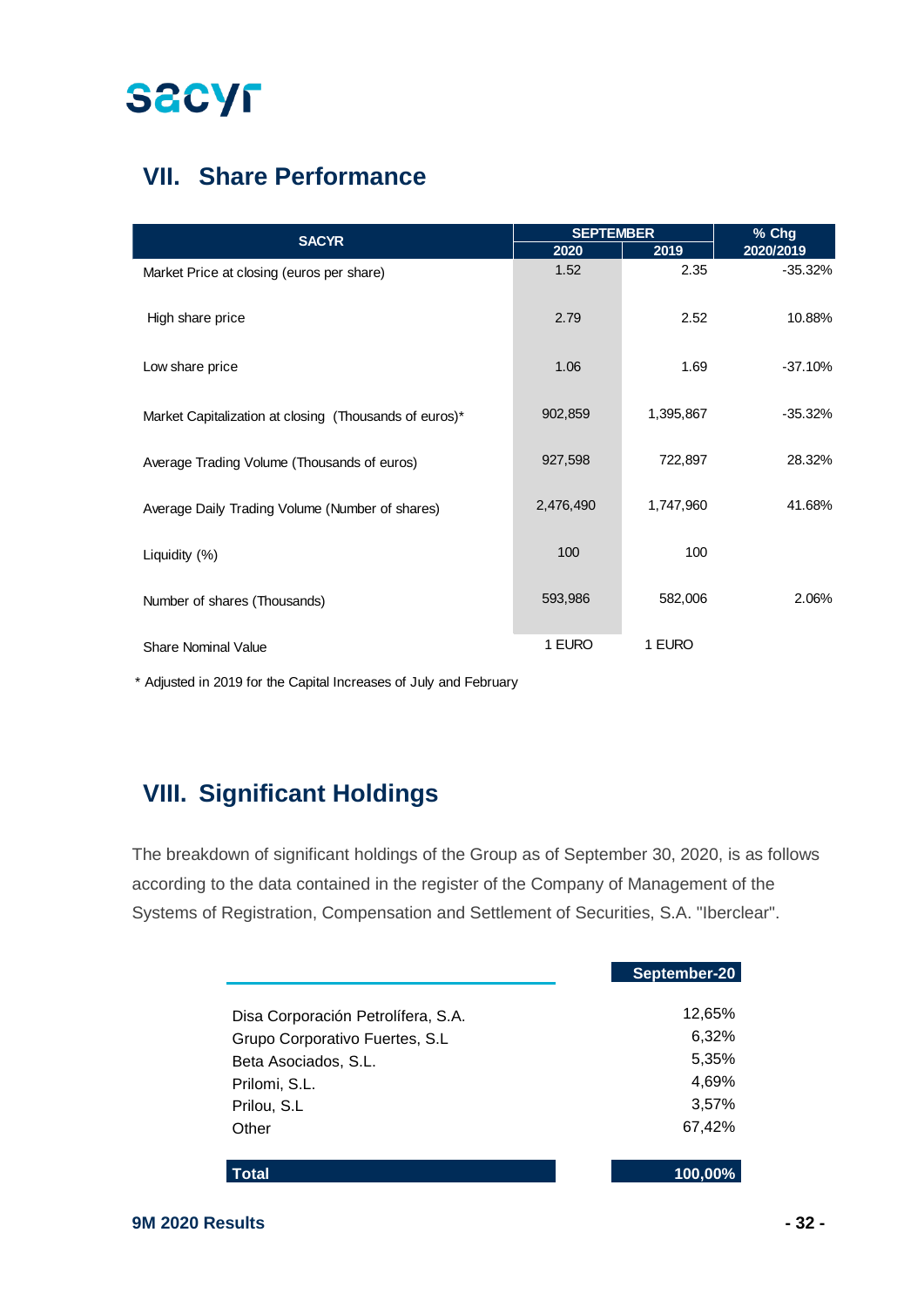## VII. Share Performance

| SACYR | SEPTEMBER | | % Chg |
|---|---|---|---|
| | 2020 | 2019 | 2020/2019 |
| Market Price at closing (euros per share) | 1.52 | 2.35 | -35.32% |
| High share price | 2.79 | 2.52 | 10.88% |
| Low share price | 1.06 | 1.69 | -37.10% |
| Market Capitalization at closing (Thousands of euros)* | 902,859 | 1,395,867 | -35.32% |
| Average Trading Volume (Thousands of euros) | 927,598 | 722,897 | 28.32% |
| Average Daily Trading Volume (Number of shares) | 2,476,490 | 1,747,960 | 41.68% |
| Liquidity (%) | 100 | 100 | |
| Number of shares (Thousands) | 593,986 | 582,006 | 2.06% |
| Share Nominal Value | 1 EURO | 1 EURO | |

* Adjusted in 2019 for the Capital Increases of July and February

## VIII. Significant Holdings

The breakdown of significant holdings of the Group as of September 30, 2020, is as follows according to the data contained in the register of the Company of Management of the Systems of Registration, Compensation and Settlement of Securities, S.A. "Iberclear".

| | September-20 |
|---|---|
| Disa Corporación Petrolífera, S.A. | 12,65% |
| Grupo Corporativo Fuertes, S.L | 6,32% |
| Beta Asociados, S.L. | 5,35% |
| Prilomi, S.L. | 4,69% |
| Prilou, S.L | 3,57% |
| Other | 67,42% |
| **Total** | **100,00%** |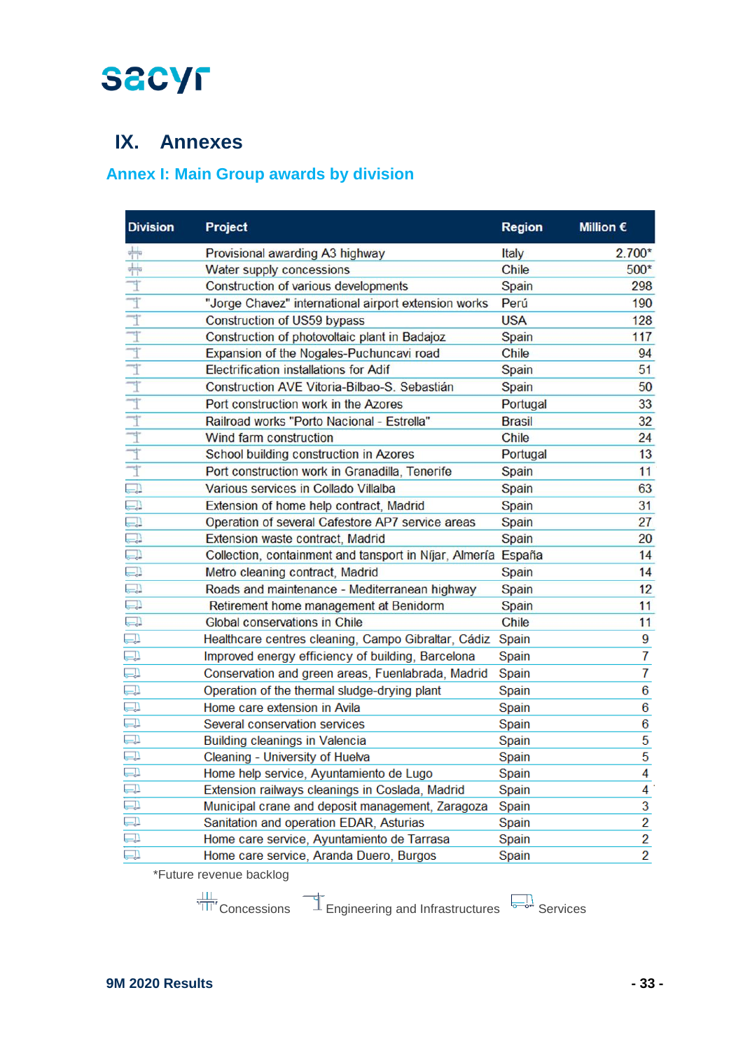# IX. Annexes

## Annex I: Main Group awards by division

| Division | Project | Region | Million € |
|---|---|---|---|
| Concessions | Provisional awarding A3 highway | Italy | 2.700* |
| Concessions | Water supply concessions | Chile | 500* |
| Engineering and Infrastructures | Construction of various developments | Spain | 298 |
| Engineering and Infrastructures | "Jorge Chavez" international airport extension works | Perú | 190 |
| Engineering and Infrastructures | Construction of US59 bypass | USA | 128 |
| Engineering and Infrastructures | Construction of photovoltaic plant in Badajoz | Spain | 117 |
| Engineering and Infrastructures | Expansion of the Nogales-Puchuncavi road | Chile | 94 |
| Engineering and Infrastructures | Electrification installations for Adif | Spain | 51 |
| Engineering and Infrastructures | Construction AVE Vitoria-Bilbao-S. Sebastián | Spain | 50 |
| Engineering and Infrastructures | Port construction work in the Azores | Portugal | 33 |
| Engineering and Infrastructures | Railroad works "Porto Nacional - Estrella" | Brasil | 32 |
| Engineering and Infrastructures | Wind farm construction | Chile | 24 |
| Engineering and Infrastructures | School building construction in Azores | Portugal | 13 |
| Engineering and Infrastructures | Port construction work in Granadilla, Tenerife | Spain | 11 |
| Services | Various services in Collado Villalba | Spain | 63 |
| Services | Extension of home help contract, Madrid | Spain | 31 |
| Services | Operation of several Cafestore AP7 service areas | Spain | 27 |
| Services | Extension waste contract, Madrid | Spain | 20 |
| Services | Collection, containment and tansport in Níjar, Almería | España | 14 |
| Services | Metro cleaning contract, Madrid | Spain | 14 |
| Services | Roads and maintenance - Mediterranean highway | Spain | 12 |
| Services | Retirement home management at Benidorm | Spain | 11 |
| Services | Global conservations in Chile | Chile | 11 |
| Services | Healthcare centres cleaning, Campo Gibraltar, Cádiz | Spain | 9 |
| Services | Improved energy efficiency of building, Barcelona | Spain | 7 |
| Services | Conservation and green areas, Fuenlabrada, Madrid | Spain | 7 |
| Services | Operation of the thermal sludge-drying plant | Spain | 6 |
| Services | Home care extension in Avila | Spain | 6 |
| Services | Several conservation services | Spain | 6 |
| Services | Building cleanings in Valencia | Spain | 5 |
| Services | Cleaning - University of Huelva | Spain | 5 |
| Services | Home help service, Ayuntamiento de Lugo | Spain | 4 |
| Services | Extension railways cleanings in Coslada, Madrid | Spain | 4 |
| Services | Municipal crane and deposit management, Zaragoza | Spain | 3 |
| Services | Sanitation and operation EDAR, Asturias | Spain | 2 |
| Services | Home care service, Ayuntamiento de Tarrasa | Spain | 2 |
| Services | Home care service, Aranda Duero, Burgos | Spain | 2 |

*Future revenue backlog

Concessions | Engineering and Infrastructures | Services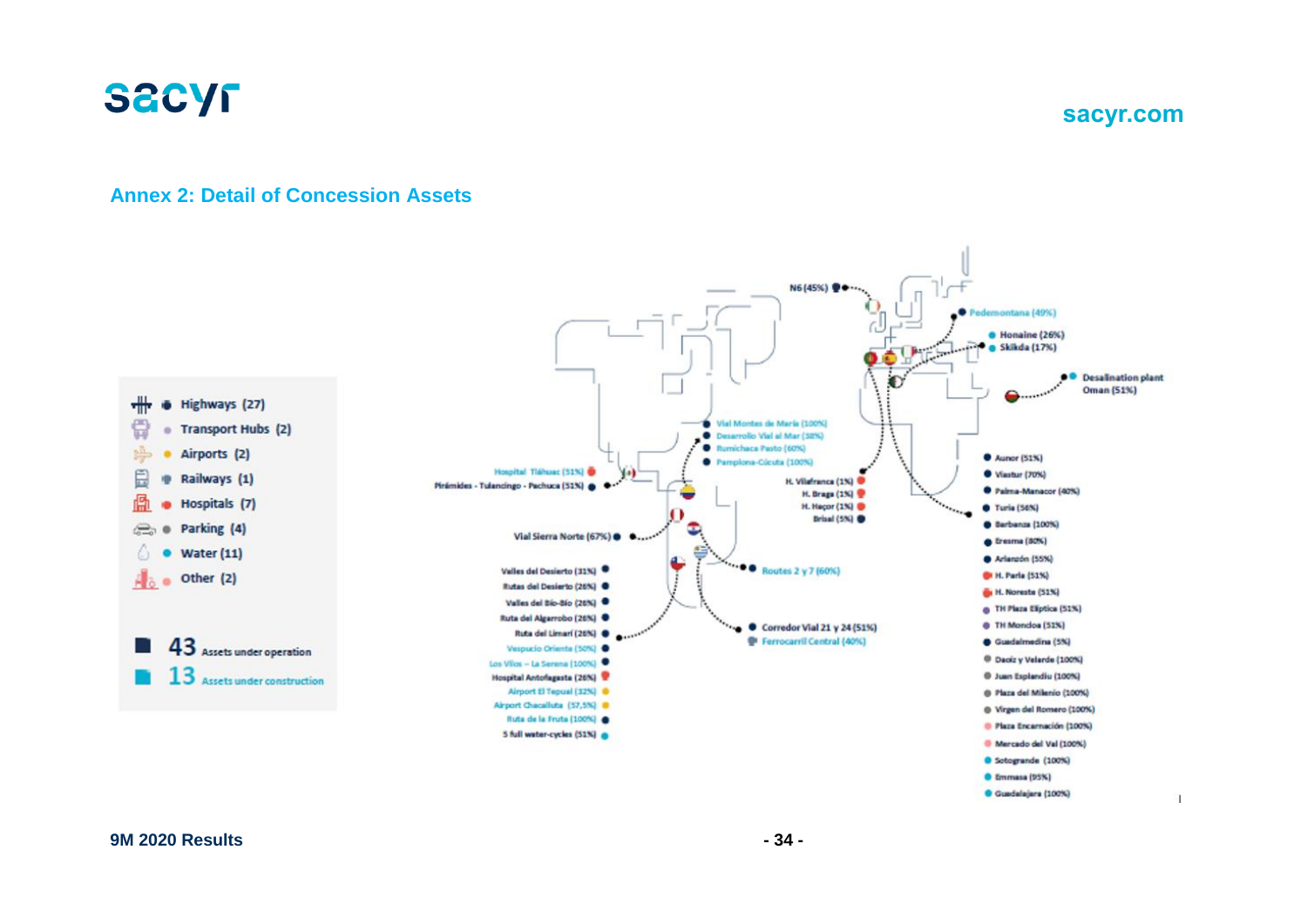## Annex 2: Detail of Concession Assets

- Highways (27)
- Transport Hubs (2)
- Airports (2)
- Railways (1)
- Hospitals (7)
- Parking (4)
- Water (11)
- Other (2)

**43** Assets under operation

**13** Assets under construction

N6 (45%)

Pedemontana (49%)

Honaine (26%)

Skikda (17%)

Desalination plant Oman (51%)

Vial Montes de María (100%)

Desarrollo Vial al Mar (38%)

Rumichaca Pasto (60%)

Pamplona-Cúcuta (100%)

Hospital Tláhuac (51%)

Pirámides - Tulancingo - Pachuca (51%)

H. Vilafranca (1%)

H. Braga (1%)

H. Haçor (1%)

Brisal (5%)

Vial Sierra Norte (67%)

Routes 2 y 7 (60%)

Corredor Vial 21 y 24 (51%)

Ferrocarril Central (40%)

Valles del Desierto (31%)

Rutas del Desierto (26%)

Valles del Bío-Bío (26%)

Ruta del Algarrobo (26%)

Ruta del Limarí (26%)

Vespucio Oriente (50%)

Los Vilos – La Serena (100%)

Hospital Antofagasta (26%)

Airport El Tepual (32%)

Airport Chacalluta (57,5%)

Ruta de la Fruta (100%)

5 full water-cycles (51%)

Aunor (51%)

Viastur (70%)

Palma-Manacor (40%)

Turia (56%)

Barbanza (100%)

Eresma (80%)

Arlanzón (55%)

H. Parla (51%)

H. Noreste (51%)

TH Plaza Elíptica (51%)

TH Moncloa (51%)

Guadalmedina (5%)

Daoiz y Velarde (100%)

Juan Esplandiu (100%)

Plaza del Milenio (100%)

Virgen del Romero (100%)

Plaza Encarnación (100%)

Mercado del Val (100%)

Sotogrande (100%)

Emmasa (95%)

Guadalajara (100%)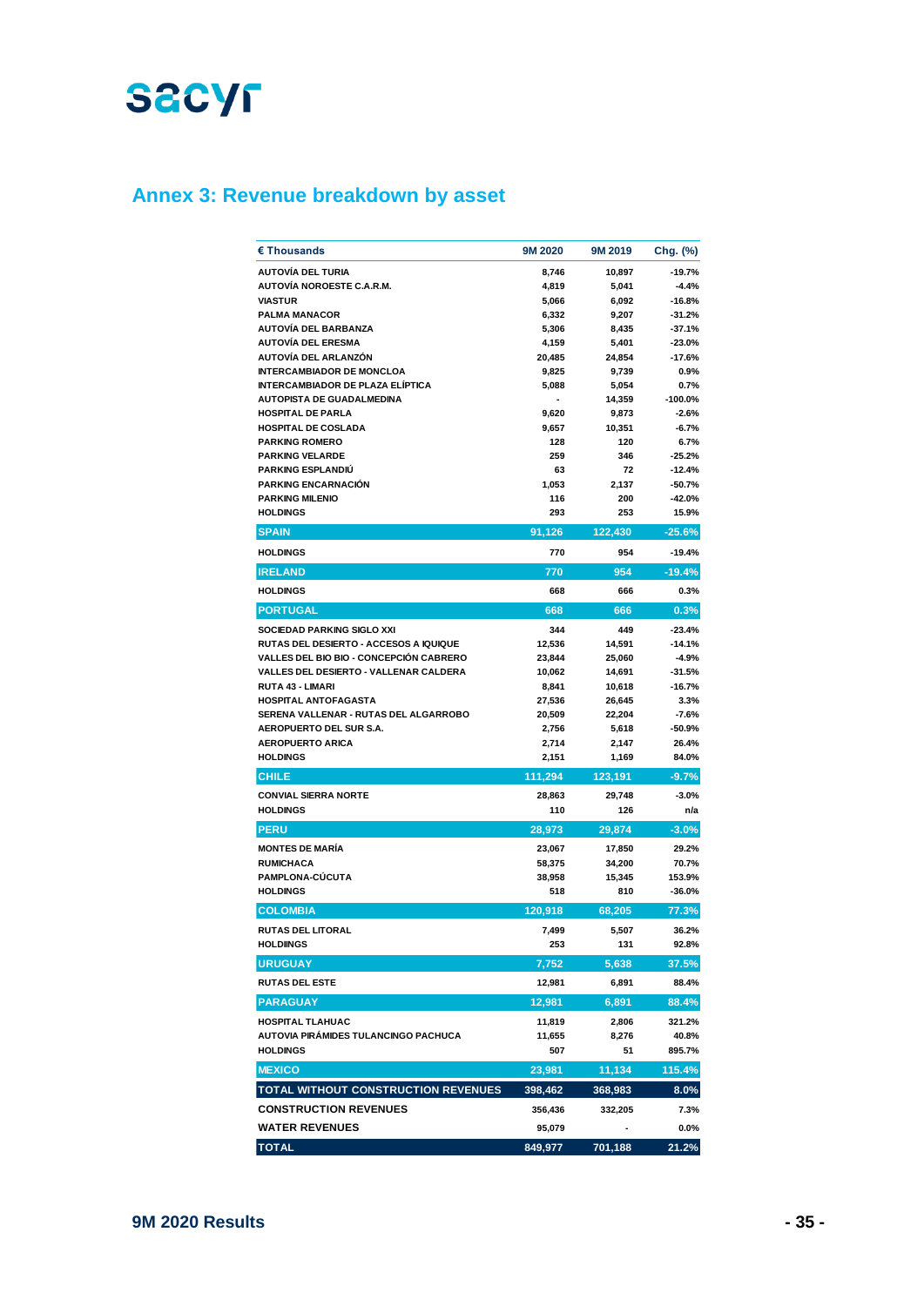## Annex 3: Revenue breakdown by asset

| € Thousands | 9M 2020 | 9M 2019 | Chg. (%) |
|---|---|---|---|
| AUTOVÍA DEL TURIA | 8,746 | 10,897 | -19.7% |
| AUTOVÍA NOROESTE C.A.R.M. | 4,819 | 5,041 | -4.4% |
| VIASTUR | 5,066 | 6,092 | -16.8% |
| PALMA MANACOR | 6,332 | 9,207 | -31.2% |
| AUTOVÍA DEL BARBANZA | 5,306 | 8,435 | -37.1% |
| AUTOVÍA DEL ERESMA | 4,159 | 5,401 | -23.0% |
| AUTOVÍA DEL ARLANZÓN | 20,485 | 24,854 | -17.6% |
| INTERCAMBIADOR DE MONCLOA | 9,825 | 9,739 | 0.9% |
| INTERCAMBIADOR DE PLAZA ELÍPTICA | 5,088 | 5,054 | 0.7% |
| AUTOPISTA DE GUADALMEDINA | - | 14,359 | -100.0% |
| HOSPITAL DE PARLA | 9,620 | 9,873 | -2.6% |
| HOSPITAL DE COSLADA | 9,657 | 10,351 | -6.7% |
| PARKING ROMERO | 128 | 120 | 6.7% |
| PARKING VELARDE | 259 | 346 | -25.2% |
| PARKING ESPLANDIÚ | 63 | 72 | -12.4% |
| PARKING ENCARNACIÓN | 1,053 | 2,137 | -50.7% |
| PARKING MILENIO | 116 | 200 | -42.0% |
| HOLDINGS | 293 | 253 | 15.9% |
| **SPAIN** | **91,126** | **122,430** | **-25.6%** |
| HOLDINGS | 770 | 954 | -19.4% |
| **IRELAND** | **770** | **954** | **-19.4%** |
| HOLDINGS | 668 | 666 | 0.3% |
| **PORTUGAL** | **668** | **666** | **0.3%** |
| SOCIEDAD PARKING SIGLO XXI | 344 | 449 | -23.4% |
| RUTAS DEL DESIERTO - ACCESOS A IQUIQUE | 12,536 | 14,591 | -14.1% |
| VALLES DEL BIO BIO - CONCEPCIÓN CABRERO | 23,844 | 25,060 | -4.9% |
| VALLES DEL DESIERTO - VALLENAR CALDERA | 10,062 | 14,691 | -31.5% |
| RUTA 43 - LIMARI | 8,841 | 10,618 | -16.7% |
| HOSPITAL ANTOFAGASTA | 27,536 | 26,645 | 3.3% |
| SERENA VALLENAR - RUTAS DEL ALGARROBO | 20,509 | 22,204 | -7.6% |
| AEROPUERTO DEL SUR S.A. | 2,756 | 5,618 | -50.9% |
| AEROPUERTO ARICA | 2,714 | 2,147 | 26.4% |
| HOLDINGS | 2,151 | 1,169 | 84.0% |
| **CHILE** | **111,294** | **123,191** | **-9.7%** |
| CONVIAL SIERRA NORTE | 28,863 | 29,748 | -3.0% |
| HOLDINGS | 110 | 126 | n/a |
| **PERU** | **28,973** | **29,874** | **-3.0%** |
| MONTES DE MARÍA | 23,067 | 17,850 | 29.2% |
| RUMICHACA | 58,375 | 34,200 | 70.7% |
| PAMPLONA-CÚCUTA | 38,958 | 15,345 | 153.9% |
| HOLDINGS | 518 | 810 | -36.0% |
| **COLOMBIA** | **120,918** | **68,205** | **77.3%** |
| RUTAS DEL LITORAL | 7,499 | 5,507 | 36.2% |
| HOLDIINGS | 253 | 131 | 92.8% |
| **URUGUAY** | **7,752** | **5,638** | **37.5%** |
| RUTAS DEL ESTE | 12,981 | 6,891 | 88.4% |
| **PARAGUAY** | **12,981** | **6,891** | **88.4%** |
| HOSPITAL TLAHUAC | 11,819 | 2,806 | 321.2% |
| AUTOVIA PIRÁMIDES TULANCINGO PACHUCA | 11,655 | 8,276 | 40.8% |
| HOLDINGS | 507 | 51 | 895.7% |
| **MEXICO** | **23,981** | **11,134** | **115.4%** |
| **TOTAL WITHOUT CONSTRUCTION REVENUES** | **398,462** | **368,983** | **8.0%** |
| CONSTRUCTION REVENUES | 356,436 | 332,205 | 7.3% |
| WATER REVENUES | 95,079 | - | 0.0% |
| **TOTAL** | **849,977** | **701,188** | **21.2%** |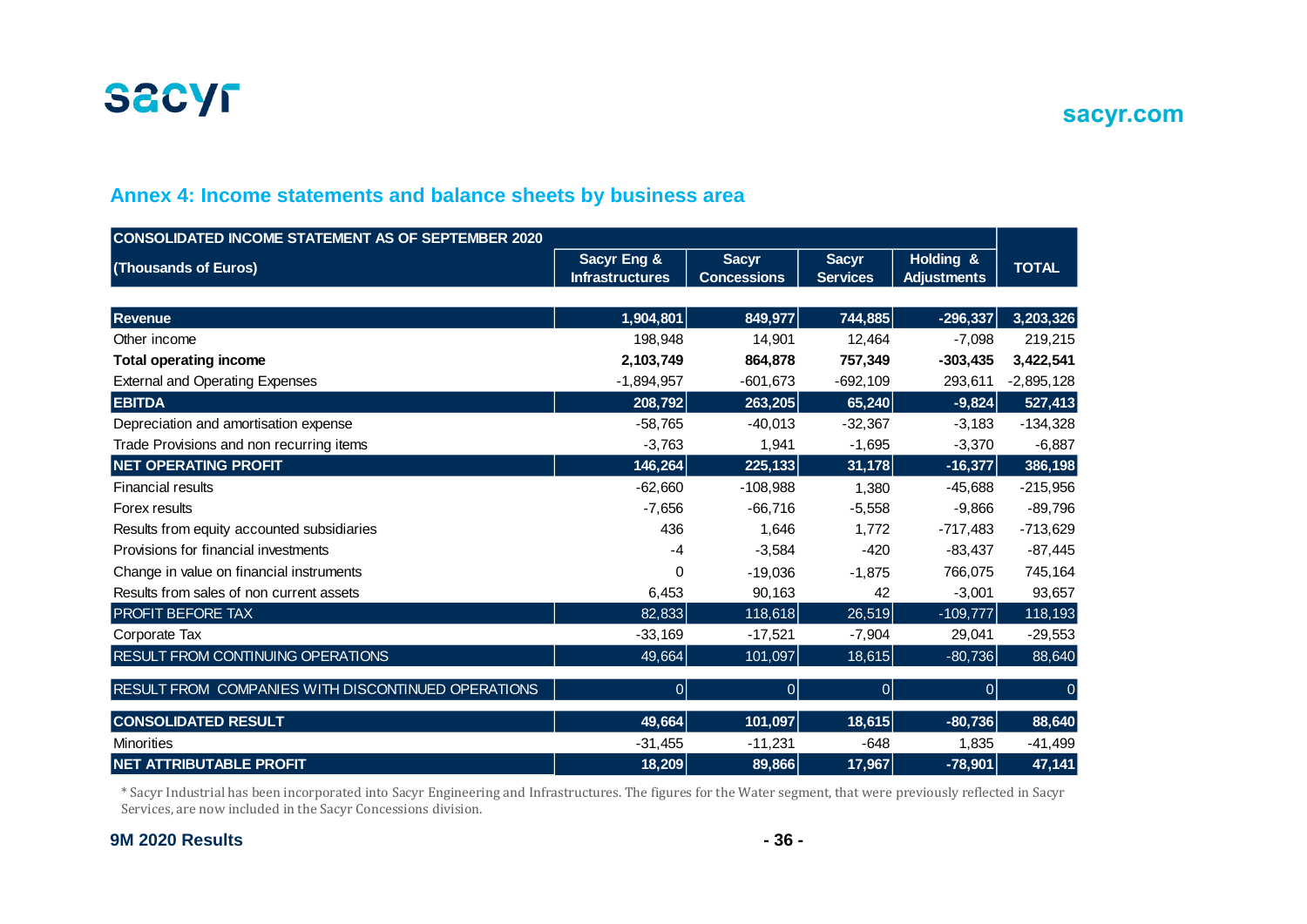## Annex 4: Income statements and balance sheets by business area

| CONSOLIDATED INCOME STATEMENT AS OF SEPTEMBER 2020<br>(Thousands of Euros) | Sacyr Eng & Infrastructures | Sacyr Concessions | Sacyr Services | Holding & Adjustments | TOTAL |
|---|---|---|---|---|---|
| **Revenue** | **1,904,801** | **849,977** | **744,885** | **-296,337** | **3,203,326** |
| Other income | 198,948 | 14,901 | 12,464 | -7,098 | 219,215 |
| **Total operating income** | **2,103,749** | **864,878** | **757,349** | **-303,435** | **3,422,541** |
| External and Operating Expenses | -1,894,957 | -601,673 | -692,109 | 293,611 | -2,895,128 |
| **EBITDA** | **208,792** | **263,205** | **65,240** | **-9,824** | **527,413** |
| Depreciation and amortisation expense | -58,765 | -40,013 | -32,367 | -3,183 | -134,328 |
| Trade Provisions and non recurring items | -3,763 | 1,941 | -1,695 | -3,370 | -6,887 |
| **NET OPERATING PROFIT** | **146,264** | **225,133** | **31,178** | **-16,377** | **386,198** |
| Financial results | -62,660 | -108,988 | 1,380 | -45,688 | -215,956 |
| Forex results | -7,656 | -66,716 | -5,558 | -9,866 | -89,796 |
| Results from equity accounted subsidiaries | 436 | 1,646 | 1,772 | -717,483 | -713,629 |
| Provisions for financial investments | -4 | -3,584 | -420 | -83,437 | -87,445 |
| Change in value on financial instruments | 0 | -19,036 | -1,875 | 766,075 | 745,164 |
| Results from sales of non current assets | 6,453 | 90,163 | 42 | -3,001 | 93,657 |
| PROFIT BEFORE TAX | 82,833 | 118,618 | 26,519 | -109,777 | 118,193 |
| Corporate Tax | -33,169 | -17,521 | -7,904 | 29,041 | -29,553 |
| RESULT FROM CONTINUING OPERATIONS | 49,664 | 101,097 | 18,615 | -80,736 | 88,640 |
| RESULT FROM COMPANIES WITH DISCONTINUED OPERATIONS | 0 | 0 | 0 | 0 | 0 |
| **CONSOLIDATED RESULT** | **49,664** | **101,097** | **18,615** | **-80,736** | **88,640** |
| Minorities | -31,455 | -11,231 | -648 | 1,835 | -41,499 |
| **NET ATTRIBUTABLE PROFIT** | **18,209** | **89,866** | **17,967** | **-78,901** | **47,141** |

* Sacyr Industrial has been incorporated into Sacyr Engineering and Infrastructures. The figures for the Water segment, that were previously reflected in Sacyr Services, are now included in the Sacyr Concessions division.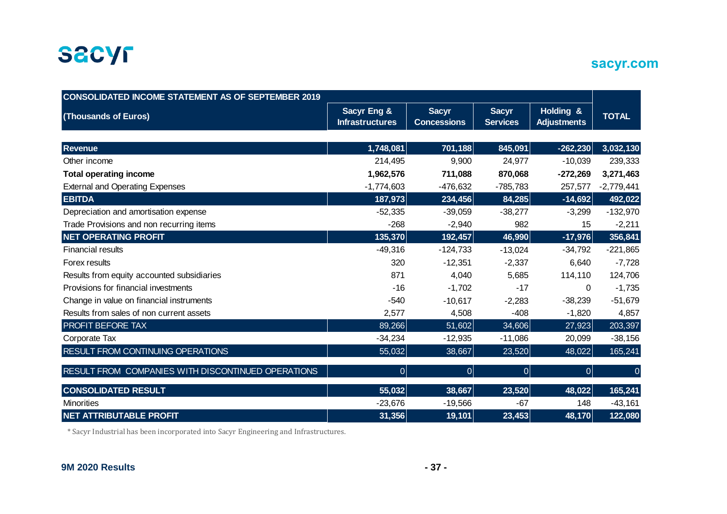| CONSOLIDATED INCOME STATEMENT AS OF SEPTEMBER 2019 (Thousands of Euros) | Sacyr Eng & Infrastructures | Sacyr Concessions | Sacyr Services | Holding & Adjustments | TOTAL |
|---|---|---|---|---|---|
| **Revenue** | **1,748,081** | **701,188** | **845,091** | **-262,230** | **3,032,130** |
| Other income | 214,495 | 9,900 | 24,977 | -10,039 | 239,333 |
| **Total operating income** | **1,962,576** | **711,088** | **870,068** | **-272,269** | **3,271,463** |
| External and Operating Expenses | -1,774,603 | -476,632 | -785,783 | 257,577 | -2,779,441 |
| **EBITDA** | **187,973** | **234,456** | **84,285** | **-14,692** | **492,022** |
| Depreciation and amortisation expense | -52,335 | -39,059 | -38,277 | -3,299 | -132,970 |
| Trade Provisions and non recurring items | -268 | -2,940 | 982 | 15 | -2,211 |
| **NET OPERATING PROFIT** | **135,370** | **192,457** | **46,990** | **-17,976** | **356,841** |
| Financial results | -49,316 | -124,733 | -13,024 | -34,792 | -221,865 |
| Forex results | 320 | -12,351 | -2,337 | 6,640 | -7,728 |
| Results from equity accounted subsidiaries | 871 | 4,040 | 5,685 | 114,110 | 124,706 |
| Provisions for financial investments | -16 | -1,702 | -17 | 0 | -1,735 |
| Change in value on financial instruments | -540 | -10,617 | -2,283 | -38,239 | -51,679 |
| Results from sales of non current assets | 2,577 | 4,508 | -408 | -1,820 | 4,857 |
| PROFIT BEFORE TAX | 89,266 | 51,602 | 34,606 | 27,923 | 203,397 |
| Corporate Tax | -34,234 | -12,935 | -11,086 | 20,099 | -38,156 |
| RESULT FROM CONTINUING OPERATIONS | 55,032 | 38,667 | 23,520 | 48,022 | 165,241 |
| RESULT FROM COMPANIES WITH DISCONTINUED OPERATIONS | 0 | 0 | 0 | 0 | 0 |
| **CONSOLIDATED RESULT** | **55,032** | **38,667** | **23,520** | **48,022** | **165,241** |
| Minorities | -23,676 | -19,566 | -67 | 148 | -43,161 |
| **NET ATTRIBUTABLE PROFIT** | **31,356** | **19,101** | **23,453** | **48,170** | **122,080** |

* Sacyr Industrial has been incorporated into Sacyr Engineering and Infrastructures.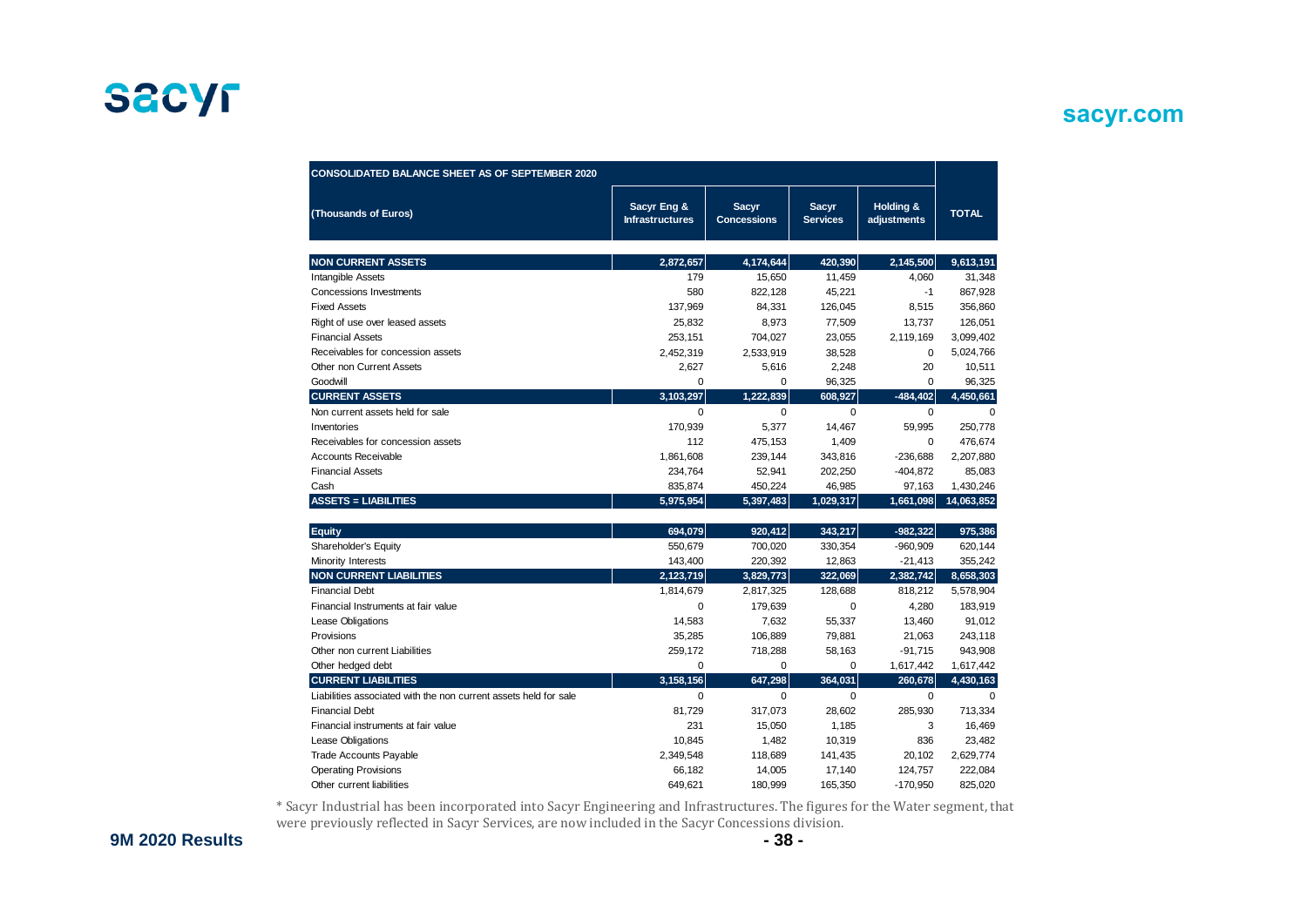| CONSOLIDATED BALANCE SHEET AS OF SEPTEMBER 2020 | | | | | |
|---|---|---|---|---|---|
| (Thousands of Euros) | Sacyr Eng & Infrastructures | Sacyr Concessions | Sacyr Services | Holding & adjustments | TOTAL |
| **NON CURRENT ASSETS** | **2,872,657** | **4,174,644** | **420,390** | **2,145,500** | **9,613,191** |
| Intangible Assets | 179 | 15,650 | 11,459 | 4,060 | 31,348 |
| Concessions Investments | 580 | 822,128 | 45,221 | -1 | 867,928 |
| Fixed Assets | 137,969 | 84,331 | 126,045 | 8,515 | 356,860 |
| Right of use over leased assets | 25,832 | 8,973 | 77,509 | 13,737 | 126,051 |
| Financial Assets | 253,151 | 704,027 | 23,055 | 2,119,169 | 3,099,402 |
| Receivables for concession assets | 2,452,319 | 2,533,919 | 38,528 | 0 | 5,024,766 |
| Other non Current Assets | 2,627 | 5,616 | 2,248 | 20 | 10,511 |
| Goodwill | 0 | 0 | 96,325 | 0 | 96,325 |
| **CURRENT ASSETS** | **3,103,297** | **1,222,839** | **608,927** | **-484,402** | **4,450,661** |
| Non current assets held for sale | 0 | 0 | 0 | 0 | 0 |
| Inventories | 170,939 | 5,377 | 14,467 | 59,995 | 250,778 |
| Receivables for concession assets | 112 | 475,153 | 1,409 | 0 | 476,674 |
| Accounts Receivable | 1,861,608 | 239,144 | 343,816 | -236,688 | 2,207,880 |
| Financial Assets | 234,764 | 52,941 | 202,250 | -404,872 | 85,083 |
| Cash | 835,874 | 450,224 | 46,985 | 97,163 | 1,430,246 |
| **ASSETS = LIABILITIES** | **5,975,954** | **5,397,483** | **1,029,317** | **1,661,098** | **14,063,852** |
| | | | | | |
| **Equity** | **694,079** | **920,412** | **343,217** | **-982,322** | **975,386** |
| Shareholder's Equity | 550,679 | 700,020 | 330,354 | -960,909 | 620,144 |
| Minority Interests | 143,400 | 220,392 | 12,863 | -21,413 | 355,242 |
| **NON CURRENT LIABILITIES** | **2,123,719** | **3,829,773** | **322,069** | **2,382,742** | **8,658,303** |
| Financial Debt | 1,814,679 | 2,817,325 | 128,688 | 818,212 | 5,578,904 |
| Financial Instruments at fair value | 0 | 179,639 | 0 | 4,280 | 183,919 |
| Lease Obligations | 14,583 | 7,632 | 55,337 | 13,460 | 91,012 |
| Provisions | 35,285 | 106,889 | 79,881 | 21,063 | 243,118 |
| Other non current Liabilities | 259,172 | 718,288 | 58,163 | -91,715 | 943,908 |
| Other hedged debt | 0 | 0 | 0 | 1,617,442 | 1,617,442 |
| **CURRENT LIABILITIES** | **3,158,156** | **647,298** | **364,031** | **260,678** | **4,430,163** |
| Liabilities associated with the non current assets held for sale | 0 | 0 | 0 | 0 | 0 |
| Financial Debt | 81,729 | 317,073 | 28,602 | 285,930 | 713,334 |
| Financial instruments at fair value | 231 | 15,050 | 1,185 | 3 | 16,469 |
| Lease Obligations | 10,845 | 1,482 | 10,319 | 836 | 23,482 |
| Trade Accounts Payable | 2,349,548 | 118,689 | 141,435 | 20,102 | 2,629,774 |
| Operating Provisions | 66,182 | 14,005 | 17,140 | 124,757 | 222,084 |
| Other current liabilities | 649,621 | 180,999 | 165,350 | -170,950 | 825,020 |

* Sacyr Industrial has been incorporated into Sacyr Engineering and Infrastructures. The figures for the Water segment, that were previously reflected in Sacyr Services, are now included in the Sacyr Concessions division.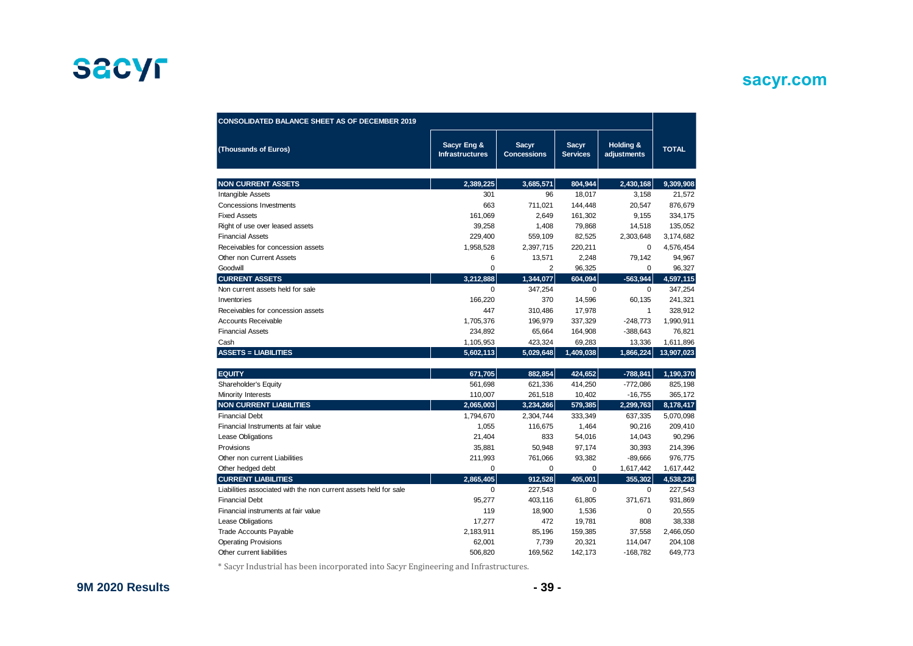| CONSOLIDATED BALANCE SHEET AS OF DECEMBER 2019 | | | | | |
|---|---|---|---|---|---|
| (Thousands of Euros) | Sacyr Eng & Infrastructures | Sacyr Concessions | Sacyr Services | Holding & adjustments | TOTAL |
| **NON CURRENT ASSETS** | **2,389,225** | **3,685,571** | **804,944** | **2,430,168** | **9,309,908** |
| Intangible Assets | 301 | 96 | 18,017 | 3,158 | 21,572 |
| Concessions Investments | 663 | 711,021 | 144,448 | 20,547 | 876,679 |
| Fixed Assets | 161,069 | 2,649 | 161,302 | 9,155 | 334,175 |
| Right of use over leased assets | 39,258 | 1,408 | 79,868 | 14,518 | 135,052 |
| Financial Assets | 229,400 | 559,109 | 82,525 | 2,303,648 | 3,174,682 |
| Receivables for concession assets | 1,958,528 | 2,397,715 | 220,211 | 0 | 4,576,454 |
| Other non Current Assets | 6 | 13,571 | 2,248 | 79,142 | 94,967 |
| Goodwill | 0 | 2 | 96,325 | 0 | 96,327 |
| **CURRENT ASSETS** | **3,212,888** | **1,344,077** | **604,094** | **-563,944** | **4,597,115** |
| Non current assets held for sale | 0 | 347,254 | 0 | 0 | 347,254 |
| Inventories | 166,220 | 370 | 14,596 | 60,135 | 241,321 |
| Receivables for concession assets | 447 | 310,486 | 17,978 | 1 | 328,912 |
| Accounts Receivable | 1,705,376 | 196,979 | 337,329 | -248,773 | 1,990,911 |
| Financial Assets | 234,892 | 65,664 | 164,908 | -388,643 | 76,821 |
| Cash | 1,105,953 | 423,324 | 69,283 | 13,336 | 1,611,896 |
| **ASSETS = LIABILITIES** | **5,602,113** | **5,029,648** | **1,409,038** | **1,866,224** | **13,907,023** |
| **EQUITY** | **671,705** | **882,854** | **424,652** | **-788,841** | **1,190,370** |
| Shareholder's Equity | 561,698 | 621,336 | 414,250 | -772,086 | 825,198 |
| Minority Interests | 110,007 | 261,518 | 10,402 | -16,755 | 365,172 |
| **NON CURRENT LIABILITIES** | **2,065,003** | **3,234,266** | **579,385** | **2,299,763** | **8,178,417** |
| Financial Debt | 1,794,670 | 2,304,744 | 333,349 | 637,335 | 5,070,098 |
| Financial Instruments at fair value | 1,055 | 116,675 | 1,464 | 90,216 | 209,410 |
| Lease Obligations | 21,404 | 833 | 54,016 | 14,043 | 90,296 |
| Provisions | 35,881 | 50,948 | 97,174 | 30,393 | 214,396 |
| Other non current Liabilities | 211,993 | 761,066 | 93,382 | -89,666 | 976,775 |
| Other hedged debt | 0 | 0 | 0 | 1,617,442 | 1,617,442 |
| **CURRENT LIABILITIES** | **2,865,405** | **912,528** | **405,001** | **355,302** | **4,538,236** |
| Liabilities associated with the non current assets held for sale | 0 | 227,543 | 0 | 0 | 227,543 |
| Financial Debt | 95,277 | 403,116 | 61,805 | 371,671 | 931,869 |
| Financial instruments at fair value | 119 | 18,900 | 1,536 | 0 | 20,555 |
| Lease Obligations | 17,277 | 472 | 19,781 | 808 | 38,338 |
| Trade Accounts Payable | 2,183,911 | 85,196 | 159,385 | 37,558 | 2,466,050 |
| Operating Provisions | 62,001 | 7,739 | 20,321 | 114,047 | 204,108 |
| Other current liabilities | 506,820 | 169,562 | 142,173 | -168,782 | 649,773 |

* Sacyr Industrial has been incorporated into Sacyr Engineering and Infrastructures.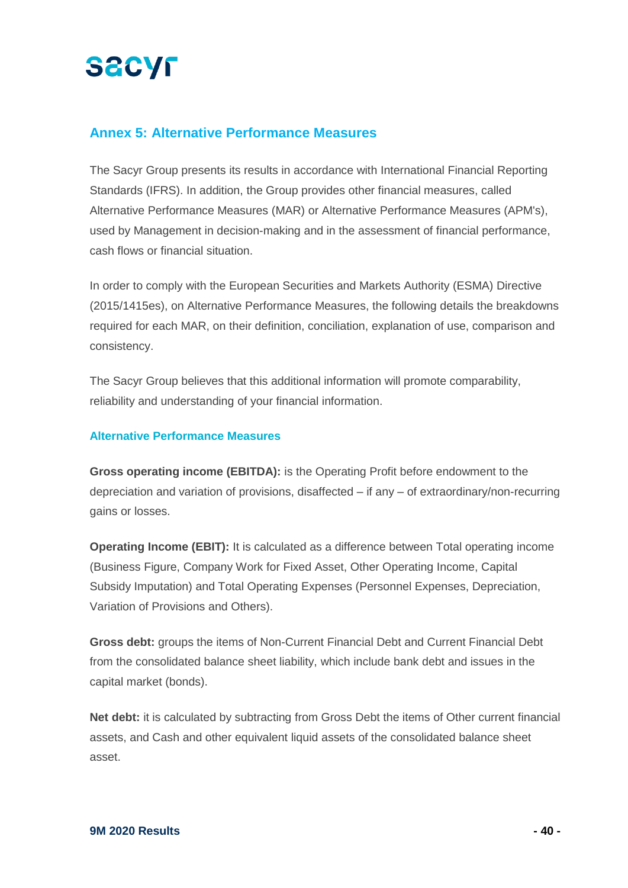## Annex 5: Alternative Performance Measures

The Sacyr Group presents its results in accordance with International Financial Reporting Standards (IFRS). In addition, the Group provides other financial measures, called Alternative Performance Measures (MAR) or Alternative Performance Measures (APM's), used by Management in decision-making and in the assessment of financial performance, cash flows or financial situation.

In order to comply with the European Securities and Markets Authority (ESMA) Directive (2015/1415es), on Alternative Performance Measures, the following details the breakdowns required for each MAR, on their definition, conciliation, explanation of use, comparison and consistency.

The Sacyr Group believes that this additional information will promote comparability, reliability and understanding of your financial information.

### Alternative Performance Measures

**Gross operating income (EBITDA):** is the Operating Profit before endowment to the depreciation and variation of provisions, disaffected – if any – of extraordinary/non-recurring gains or losses.

**Operating Income (EBIT):** It is calculated as a difference between Total operating income (Business Figure, Company Work for Fixed Asset, Other Operating Income, Capital Subsidy Imputation) and Total Operating Expenses (Personnel Expenses, Depreciation, Variation of Provisions and Others).

**Gross debt:** groups the items of Non-Current Financial Debt and Current Financial Debt from the consolidated balance sheet liability, which include bank debt and issues in the capital market (bonds).

**Net debt:** it is calculated by subtracting from Gross Debt the items of Other current financial assets, and Cash and other equivalent liquid assets of the consolidated balance sheet asset.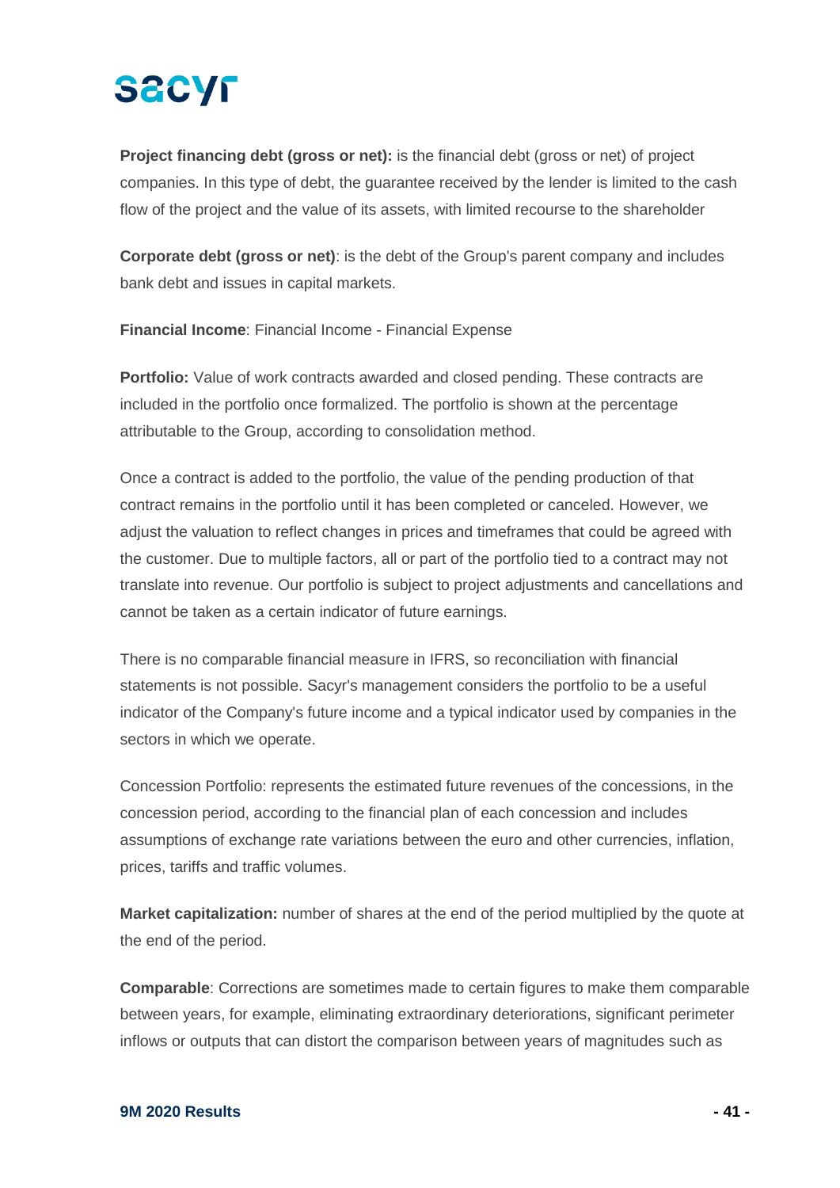**Project financing debt (gross or net):** is the financial debt (gross or net) of project companies. In this type of debt, the guarantee received by the lender is limited to the cash flow of the project and the value of its assets, with limited recourse to the shareholder

**Corporate debt (gross or net)**: is the debt of the Group's parent company and includes bank debt and issues in capital markets.

**Financial Income**: Financial Income - Financial Expense

**Portfolio:** Value of work contracts awarded and closed pending. These contracts are included in the portfolio once formalized. The portfolio is shown at the percentage attributable to the Group, according to consolidation method.

Once a contract is added to the portfolio, the value of the pending production of that contract remains in the portfolio until it has been completed or canceled. However, we adjust the valuation to reflect changes in prices and timeframes that could be agreed with the customer. Due to multiple factors, all or part of the portfolio tied to a contract may not translate into revenue. Our portfolio is subject to project adjustments and cancellations and cannot be taken as a certain indicator of future earnings.

There is no comparable financial measure in IFRS, so reconciliation with financial statements is not possible. Sacyr's management considers the portfolio to be a useful indicator of the Company's future income and a typical indicator used by companies in the sectors in which we operate.

Concession Portfolio: represents the estimated future revenues of the concessions, in the concession period, according to the financial plan of each concession and includes assumptions of exchange rate variations between the euro and other currencies, inflation, prices, tariffs and traffic volumes.

**Market capitalization:** number of shares at the end of the period multiplied by the quote at the end of the period.

**Comparable**: Corrections are sometimes made to certain figures to make them comparable between years, for example, eliminating extraordinary deteriorations, significant perimeter inflows or outputs that can distort the comparison between years of magnitudes such as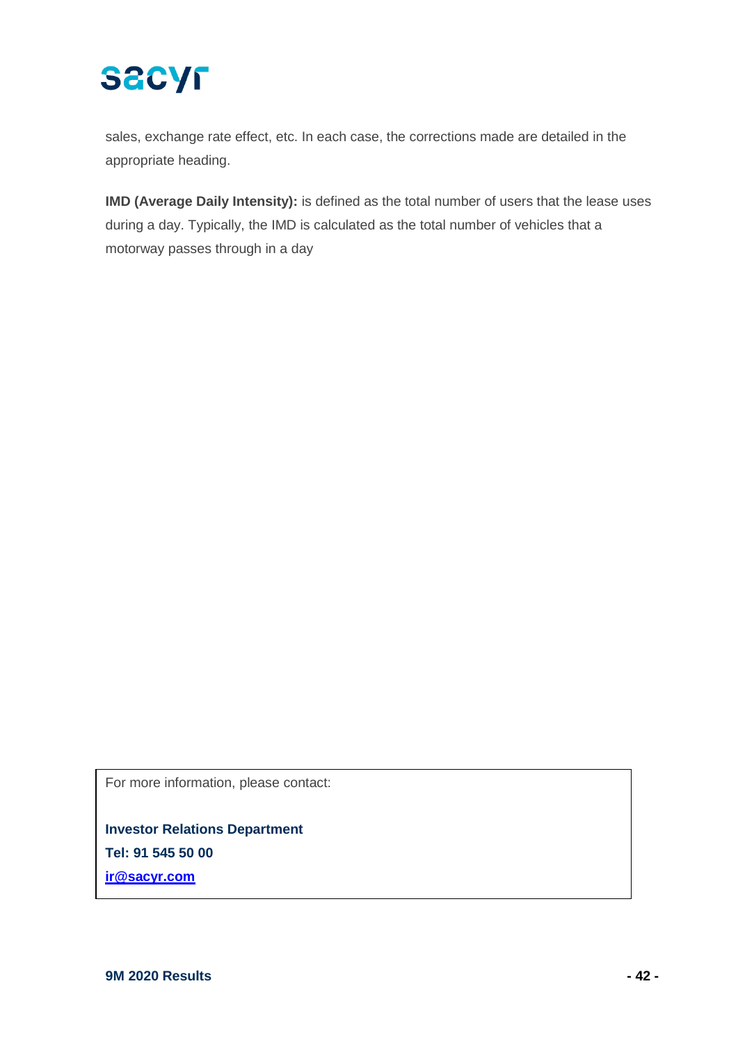sales, exchange rate effect, etc. In each case, the corrections made are detailed in the appropriate heading.

**IMD (Average Daily Intensity):** is defined as the total number of users that the lease uses during a day. Typically, the IMD is calculated as the total number of vehicles that a motorway passes through in a day

For more information, please contact:

**Investor Relations Department**
**Tel: 91 545 50 00**
**ir@sacyr.com**